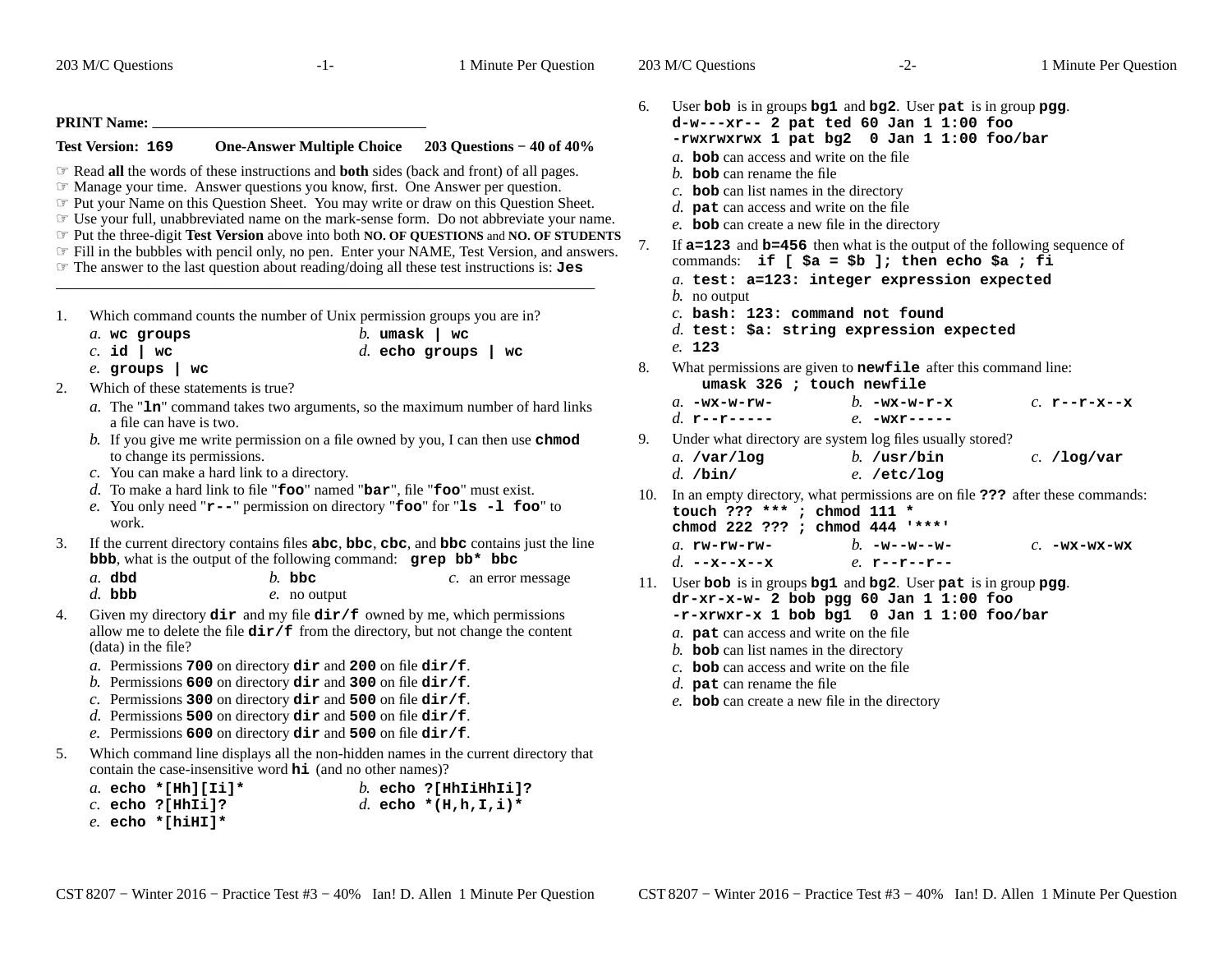**PRINT Name:** ____________________________________

**Test Version: 169** **One-Answer Multiple Choice** **203 Questions − 40 of 40%**

☞ Read **all** the words of these instructions and **both** sides (back and front) of all pages.
☞ Manage your time. Answer questions you know, first. One Answer per question.
☞ Put your Name on this Question Sheet. You may write or draw on this Question Sheet.
☞ Use your full, unabbreviated name on the mark-sense form. Do not abbreviate your name.
☞ Put the three-digit **Test Version** above into both **NO. OF QUESTIONS** and **NO. OF STUDENTS**
☞ Fill in the bubbles with pencil only, no pen. Enter your NAME, Test Version, and answers.
☞ The answer to the last question about reading/doing all these test instructions is: **Jes**

---

1. Which command counts the number of Unix permission groups you are in?
   *a.* **wc groups**
   *b.* **umask | wc**
   *c.* **id | wc**
   *d.* **echo groups | wc**
   *e.* **groups | wc**

2. Which of these statements is true?
   *a.* The "**ln**" command takes two arguments, so the maximum number of hard links a file can have is two.
   *b.* If you give me write permission on a file owned by you, I can then use **chmod** to change its permissions.
   *c.* You can make a hard link to a directory.
   *d.* To make a hard link to file "**foo**" named "**bar**", file "**foo**" must exist.
   *e.* You only need "**r--**" permission on directory "**foo**" for "**ls -l foo**" to work.

3. If the current directory contains files **abc**, **bbc**, **cbc**, and **bbc** contains just the line **bbb**, what is the output of the following command: **grep bb* bbc**
   *a.* **dbd**
   *b.* **bbc**
   *c.* an error message
   *d.* **bbb**
   *e.* no output

4. Given my directory **dir** and my file **dir/f** owned by me, which permissions allow me to delete the file **dir/f** from the directory, but not change the content (data) in the file?
   *a.* Permissions **700** on directory **dir** and **200** on file **dir/f**.
   *b.* Permissions **600** on directory **dir** and **300** on file **dir/f**.
   *c.* Permissions **300** on directory **dir** and **500** on file **dir/f**.
   *d.* Permissions **500** on directory **dir** and **500** on file **dir/f**.
   *e.* Permissions **600** on directory **dir** and **500** on file **dir/f**.

5. Which command line displays all the non-hidden names in the current directory that contain the case-insensitive word **hi** (and no other names)?
   *a.* **echo *[Hh][Ii]***
   *b.* **echo ?[HhIiHhIi]?**
   *c.* **echo ?[HhIi]?**
   *d.* **echo *(H,h,I,i)***
   *e.* **echo *[hiHI]***

6. User **bob** is in groups **bg1** and **bg2**. User **pat** is in group **pgg**.
```
d-w---xr-- 2 pat ted 60 Jan 1 1:00 foo
-rwxrwxrwx 1 pat bg2  0 Jan 1 1:00 foo/bar
```
   *a.* **bob** can access and write on the file
   *b.* **bob** can rename the file
   *c.* **bob** can list names in the directory
   *d.* **pat** can access and write on the file
   *e.* **bob** can create a new file in the directory

7. If **a=123** and **b=456** then what is the output of the following sequence of commands: **if [ $a = $b ]; then echo $a ; fi**
   *a.* **test: a=123: integer expression expected**
   *b.* no output
   *c.* **bash: 123: command not found**
   *d.* **test: $a: string expression expected**
   *e.* **123**

8. What permissions are given to **newfile** after this command line:
   **umask 326 ; touch newfile**
   *a.* **-wx-w-rw-**
   *b.* **-wx-w-r-x**
   *c.* **r--r-x--x**
   *d.* **r--r-----**
   *e.* **-wxr-----**

9. Under what directory are system log files usually stored?
   *a.* **/var/log**
   *b.* **/usr/bin**
   *c.* **/log/var**
   *d.* **/bin/**
   *e.* **/etc/log**

10. In an empty directory, what permissions are on file **???** after these commands:
    **touch ??? *** ; chmod 111 ***
    **chmod 222 ??? ; chmod 444 '***'**
    *a.* **rw-rw-rw-**
    *b.* **-w--w--w-**
    *c.* **-wx-wx-wx**
    *d.* **--x--x--x**
    *e.* **r--r--r--**

11. User **bob** is in groups **bg1** and **bg2**. User **pat** is in group **pgg**.
```
dr-xr-x-w- 2 bob pgg 60 Jan 1 1:00 foo
-r-xrwxr-x 1 bob bg1  0 Jan 1 1:00 foo/bar
```
    *a.* **pat** can access and write on the file
    *b.* **bob** can list names in the directory
    *c.* **bob** can access and write on the file
    *d.* **pat** can rename the file
    *e.* **bob** can create a new file in the directory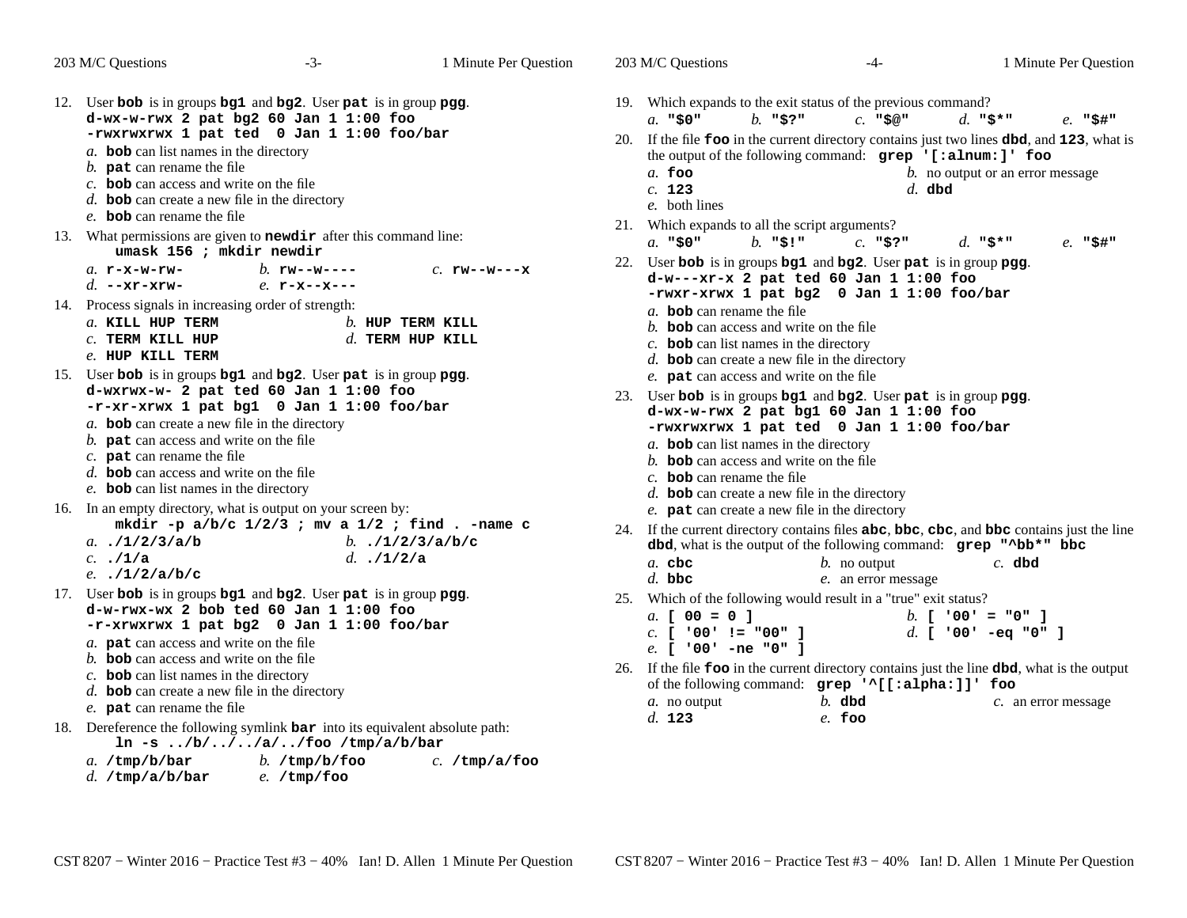12. User **bob** is in groups **bg1** and **bg2**. User **pat** is in group **pgg**.
```
d-wx-w-rwx 2 pat bg2 60 Jan 1 1:00 foo
-rwxrwxrwx 1 pat ted  0 Jan 1 1:00 foo/bar
```
   *a.* **bob** can list names in the directory
   *b.* **pat** can rename the file
   *c.* **bob** can access and write on the file
   *d.* **bob** can create a new file in the directory
   *e.* **bob** can rename the file

13. What permissions are given to **newdir** after this command line:
```
umask 156 ; mkdir newdir
```
   *a.* **r-x-w-rw-** *b.* **rw--w----** *c.* **rw--w---x**
   *d.* **--xr-xrw-** *e.* **r-x--x---**

14. Process signals in increasing order of strength:
   *a.* **KILL HUP TERM** *b.* **HUP TERM KILL**
   *c.* **TERM KILL HUP** *d.* **TERM HUP KILL**
   *e.* **HUP KILL TERM**

15. User **bob** is in groups **bg1** and **bg2**. User **pat** is in group **pgg**.
```
d-wxrwx-w- 2 pat ted 60 Jan 1 1:00 foo
-r-xr-xrwx 1 pat bg1  0 Jan 1 1:00 foo/bar
```
   *a.* **bob** can create a new file in the directory
   *b.* **pat** can access and write on the file
   *c.* **pat** can rename the file
   *d.* **bob** can access and write on the file
   *e.* **bob** can list names in the directory

16. In an empty directory, what is output on your screen by:
```
mkdir -p a/b/c 1/2/3 ; mv a 1/2 ; find . -name c
```
   *a.* **./1/2/3/a/b** *b.* **./1/2/3/a/b/c**
   *c.* **./1/a** *d.* **./1/2/a**
   *e.* **./1/2/a/b/c**

17. User **bob** is in groups **bg1** and **bg2**. User **pat** is in group **pgg**.
```
d-w-rwx-wx 2 bob ted 60 Jan 1 1:00 foo
-r-xrwxrwx 1 pat bg2  0 Jan 1 1:00 foo/bar
```
   *a.* **pat** can access and write on the file
   *b.* **bob** can access and write on the file
   *c.* **bob** can list names in the directory
   *d.* **bob** can create a new file in the directory
   *e.* **pat** can rename the file

18. Dereference the following symlink **bar** into its equivalent absolute path:
```
ln -s ../b/../../a/../foo /tmp/a/b/bar
```
   *a.* **/tmp/b/bar** *b.* **/tmp/b/foo** *c.* **/tmp/a/foo**
   *d.* **/tmp/a/b/bar** *e.* **/tmp/foo**

19. Which expands to the exit status of the previous command?
   *a.* **"$0"** *b.* **"$?"** *c.* **"$@"** *d.* **"$*"** *e.* **"$#"**

20. If the file **foo** in the current directory contains just two lines **dbd**, and **123**, what is the output of the following command: **grep '[:alnum:]' foo**
   *a.* **foo** *b.* no output or an error message
   *c.* **123** *d.* **dbd**
   *e.* both lines

21. Which expands to all the script arguments?
   *a.* **"$0"** *b.* **"$!"** *c.* **"$?"** *d.* **"$*"** *e.* **"$#"**

22. User **bob** is in groups **bg1** and **bg2**. User **pat** is in group **pgg**.
```
d-w---xr-x 2 pat ted 60 Jan 1 1:00 foo
-rwxr-xrwx 1 pat bg2  0 Jan 1 1:00 foo/bar
```
   *a.* **bob** can rename the file
   *b.* **bob** can access and write on the file
   *c.* **bob** can list names in the directory
   *d.* **bob** can create a new file in the directory
   *e.* **pat** can access and write on the file

23. User **bob** is in groups **bg1** and **bg2**. User **pat** is in group **pgg**.
```
d-wx-w-rwx 2 pat bg1 60 Jan 1 1:00 foo
-rwxrwxrwx 1 pat ted  0 Jan 1 1:00 foo/bar
```
   *a.* **bob** can list names in the directory
   *b.* **bob** can access and write on the file
   *c.* **bob** can rename the file
   *d.* **bob** can create a new file in the directory
   *e.* **pat** can create a new file in the directory

24. If the current directory contains files **abc**, **bbc**, **cbc**, and **bbc** contains just the line **dbd**, what is the output of the following command: **grep "^bb*" bbc**
   *a.* **cbc** *b.* no output *c.* **dbd**
   *d.* **bbc** *e.* an error message

25. Which of the following would result in a "true" exit status?
   *a.* **[ 00 = 0 ]** *b.* **[ '00' = "0" ]**
   *c.* **[ '00' != "00" ]** *d.* **[ '00' -eq "0" ]**
   *e.* **[ '00' -ne "0" ]**

26. If the file **foo** in the current directory contains just the line **dbd**, what is the output of the following command: **grep '^[[:alpha:]]' foo**
   *a.* no output *b.* **dbd** *c.* an error message
   *d.* **123** *e.* **foo**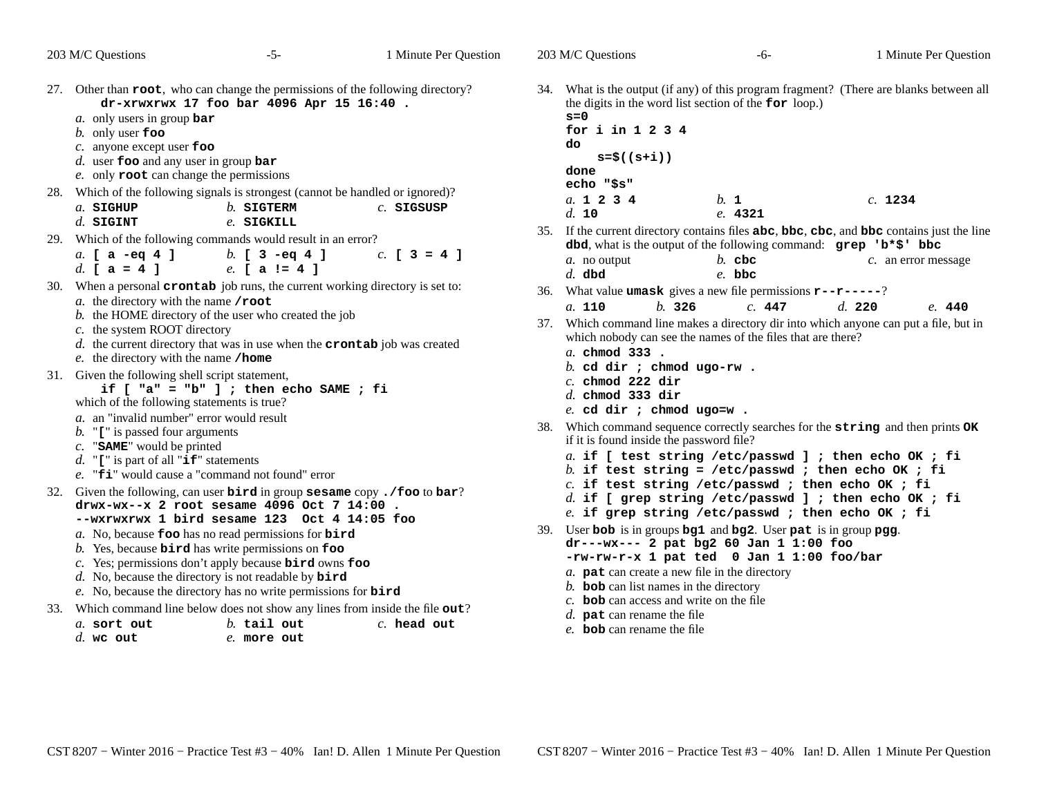27. Other than **root**, who can change the permissions of the following directory?
    **dr-xrwxrwx 17 foo bar 4096 Apr 15 16:40 .**
    *a.* only users in group **bar**
    *b.* only user **foo**
    *c.* anyone except user **foo**
    *d.* user **foo** and any user in group **bar**
    *e.* only **root** can change the permissions

28. Which of the following signals is strongest (cannot be handled or ignored)?
    *a.* **SIGHUP** *b.* **SIGTERM** *c.* **SIGSUSP**
    *d.* **SIGINT** *e.* **SIGKILL**

29. Which of the following commands would result in an error?
    *a.* **[ a -eq 4 ]** *b.* **[ 3 -eq 4 ]** *c.* **[ 3 = 4 ]**
    *d.* **[ a = 4 ]** *e.* **[ a != 4 ]**

30. When a personal **crontab** job runs, the current working directory is set to:
    *a.* the directory with the name **/root**
    *b.* the HOME directory of the user who created the job
    *c.* the system ROOT directory
    *d.* the current directory that was in use when the **crontab** job was created
    *e.* the directory with the name **/home**

31. Given the following shell script statement,
    **if [ "a" = "b" ] ; then echo SAME ; fi**
    which of the following statements is true?
    *a.* an "invalid number" error would result
    *b.* "**[**" is passed four arguments
    *c.* "**SAME**" would be printed
    *d.* "**[**" is part of all "**if**" statements
    *e.* "**fi**" would cause a "command not found" error

32. Given the following, can user **bird** in group **sesame** copy **./foo** to **bar**?
    **drwx-wx--x 2 root sesame 4096 Oct 7 14:00 .**
    **--wxrwxrwx 1 bird sesame 123 Oct 4 14:05 foo**
    *a.* No, because **foo** has no read permissions for **bird**
    *b.* Yes, because **bird** has write permissions on **foo**
    *c.* Yes; permissions don't apply because **bird** owns **foo**
    *d.* No, because the directory is not readable by **bird**
    *e.* No, because the directory has no write permissions for **bird**

33. Which command line below does not show any lines from inside the file **out**?
    *a.* **sort out** *b.* **tail out** *c.* **head out**
    *d.* **wc out** *e.* **more out**

34. What is the output (if any) of this program fragment? (There are blanks between all the digits in the word list section of the **for** loop.)
    ```
    s=0
    for i in 1 2 3 4
    do
        s=$((s+i))
    done
    echo "$s"
    ```
    *a.* **1 2 3 4** *b.* **1** *c.* **1234**
    *d.* **10** *e.* **4321**

35. If the current directory contains files **abc**, **bbc**, **cbc**, and **bbc** contains just the line **dbd**, what is the output of the following command: **grep 'b*$' bbc**
    *a.* no output *b.* **cbc** *c.* an error message
    *d.* **dbd** *e.* **bbc**

36. What value **umask** gives a new file permissions **r--r-----**?
    *a.* **110** *b.* **326** *c.* **447** *d.* **220** *e.* **440**

37. Which command line makes a directory dir into which anyone can put a file, but in which nobody can see the names of the files that are there?
    *a.* **chmod 333 .**
    *b.* **cd dir ; chmod ugo-rw .**
    *c.* **chmod 222 dir**
    *d.* **chmod 333 dir**
    *e.* **cd dir ; chmod ugo=w .**

38. Which command sequence correctly searches for the **string** and then prints **OK** if it is found inside the password file?
    *a.* **if [ test string /etc/passwd ] ; then echo OK ; fi**
    *b.* **if test string = /etc/passwd ; then echo OK ; fi**
    *c.* **if test string /etc/passwd ; then echo OK ; fi**
    *d.* **if [ grep string /etc/passwd ] ; then echo OK ; fi**
    *e.* **if grep string /etc/passwd ; then echo OK ; fi**

39. User **bob** is in groups **bg1** and **bg2**. User **pat** is in group **pgg**.
    **dr---wx--- 2 pat bg2 60 Jan 1 1:00 foo**
    **-rw-rw-r-x 1 pat ted 0 Jan 1 1:00 foo/bar**
    *a.* **pat** can create a new file in the directory
    *b.* **bob** can list names in the directory
    *c.* **bob** can access and write on the file
    *d.* **pat** can rename the file
    *e.* **bob** can rename the file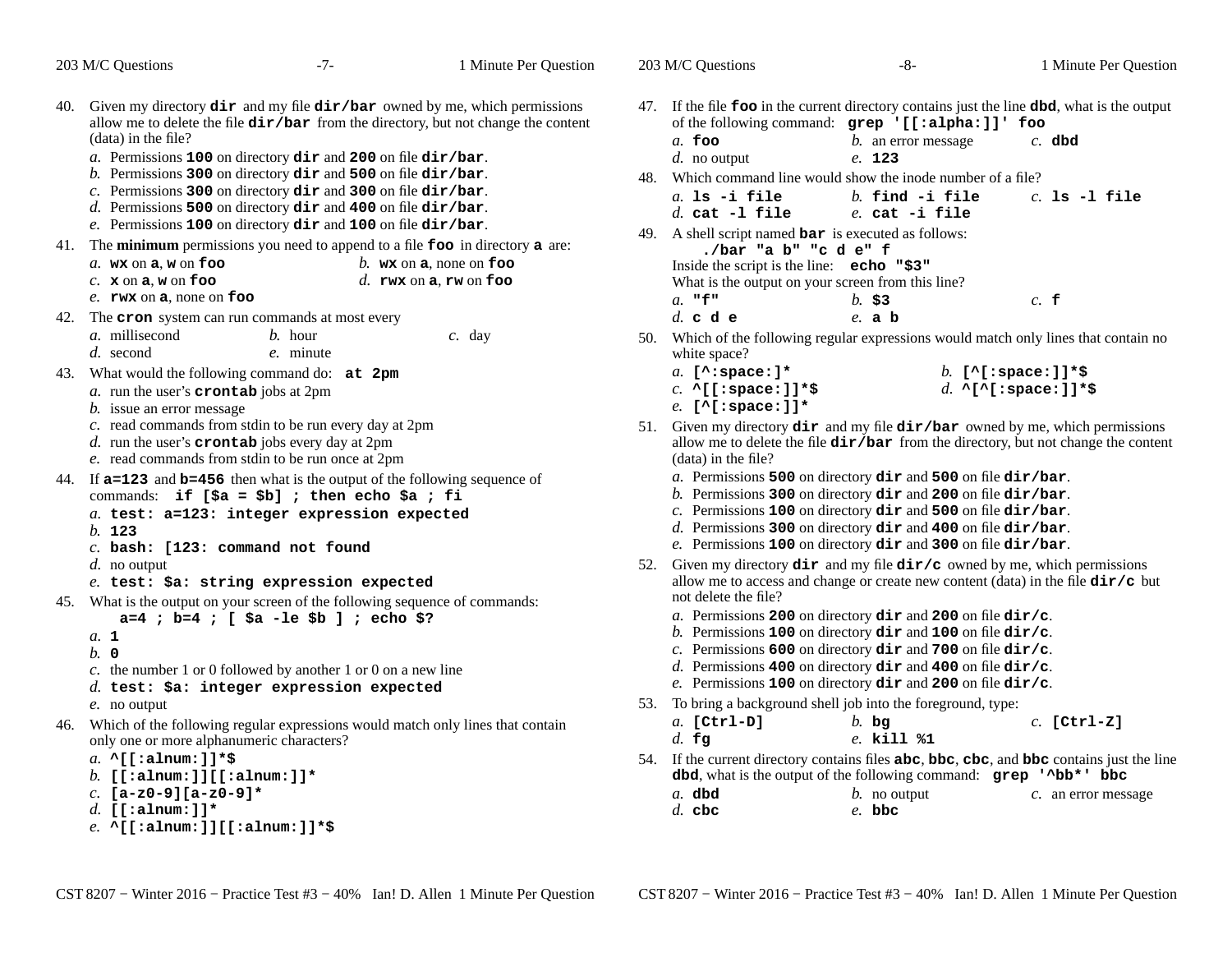40. Given my directory **dir** and my file **dir/bar** owned by me, which permissions allow me to delete the file **dir/bar** from the directory, but not change the content (data) in the file?
    *a.* Permissions **100** on directory **dir** and **200** on file **dir/bar**.
    *b.* Permissions **300** on directory **dir** and **500** on file **dir/bar**.
    *c.* Permissions **300** on directory **dir** and **300** on file **dir/bar**.
    *d.* Permissions **500** on directory **dir** and **400** on file **dir/bar**.
    *e.* Permissions **100** on directory **dir** and **100** on file **dir/bar**.

41. The **minimum** permissions you need to append to a file **foo** in directory **a** are:
    *a.* **wx** on **a**, **w** on **foo**
    *b.* **wx** on **a**, none on **foo**
    *c.* **x** on **a**, **w** on **foo**
    *d.* **rwx** on **a**, **rw** on **foo**
    *e.* **rwx** on **a**, none on **foo**

42. The **cron** system can run commands at most every
    *a.* millisecond
    *b.* hour
    *c.* day
    *d.* second
    *e.* minute

43. What would the following command do: **at 2pm**
    *a.* run the user's **crontab** jobs at 2pm
    *b.* issue an error message
    *c.* read commands from stdin to be run every day at 2pm
    *d.* run the user's **crontab** jobs every day at 2pm
    *e.* read commands from stdin to be run once at 2pm

44. If **a=123** and **b=456** then what is the output of the following sequence of commands: **if [$a = $b] ; then echo $a ; fi**
    *a.* **test: a=123: integer expression expected**
    *b.* **123**
    *c.* **bash: [123: command not found**
    *d.* no output
    *e.* **test: $a: string expression expected**

45. What is the output on your screen of the following sequence of commands:
    **a=4 ; b=4 ; [ $a -le $b ] ; echo $?**
    *a.* **1**
    *b.* **0**
    *c.* the number 1 or 0 followed by another 1 or 0 on a new line
    *d.* **test: $a: integer expression expected**
    *e.* no output

46. Which of the following regular expressions would match only lines that contain only one or more alphanumeric characters?
    *a.* **^[[:alnum:]]*$**
    *b.* **[[:alnum:]][[:alnum:]]***
    *c.* **[a-z0-9][a-z0-9]***
    *d.* **[[:alnum:]]***
    *e.* **^[[:alnum:]][[:alnum:]]*$**

47. If the file **foo** in the current directory contains just the line **dbd**, what is the output of the following command: **grep '[[:alpha:]]' foo**
    *a.* **foo**
    *b.* an error message
    *c.* **dbd**
    *d.* no output
    *e.* **123**

48. Which command line would show the inode number of a file?
    *a.* **ls -i file**
    *b.* **find -i file**
    *c.* **ls -l file**
    *d.* **cat -l file**
    *e.* **cat -i file**

49. A shell script named **bar** is executed as follows:
    **./bar "a b" "c d e" f**
    Inside the script is the line: **echo "$3"**
    What is the output on your screen from this line?
    *a.* **"f"**
    *b.* **$3**
    *c.* **f**
    *d.* **c d e**
    *e.* **a b**

50. Which of the following regular expressions would match only lines that contain no white space?
    *a.* **[^:space:]***
    *b.* **[^[:space:]]*$**
    *c.* **^[[:space:]]*$**
    *d.* **^[^[:space:]]*$**
    *e.* **[^[:space:]]***

51. Given my directory **dir** and my file **dir/bar** owned by me, which permissions allow me to delete the file **dir/bar** from the directory, but not change the content (data) in the file?
    *a.* Permissions **500** on directory **dir** and **500** on file **dir/bar**.
    *b.* Permissions **300** on directory **dir** and **200** on file **dir/bar**.
    *c.* Permissions **100** on directory **dir** and **500** on file **dir/bar**.
    *d.* Permissions **300** on directory **dir** and **400** on file **dir/bar**.
    *e.* Permissions **100** on directory **dir** and **300** on file **dir/bar**.

52. Given my directory **dir** and my file **dir/c** owned by me, which permissions allow me to access and change or create new content (data) in the file **dir/c** but not delete the file?
    *a.* Permissions **200** on directory **dir** and **200** on file **dir/c**.
    *b.* Permissions **100** on directory **dir** and **100** on file **dir/c**.
    *c.* Permissions **600** on directory **dir** and **700** on file **dir/c**.
    *d.* Permissions **400** on directory **dir** and **400** on file **dir/c**.
    *e.* Permissions **100** on directory **dir** and **200** on file **dir/c**.

53. To bring a background shell job into the foreground, type:
    *a.* **[Ctrl-D]**
    *b.* **bg**
    *c.* **[Ctrl-Z]**
    *d.* **fg**
    *e.* **kill %1**

54. If the current directory contains files **abc**, **bbc**, **cbc**, and **bbc** contains just the line **dbd**, what is the output of the following command: **grep '^bb*' bbc**
    *a.* **dbd**
    *b.* no output
    *c.* an error message
    *d.* **cbc**
    *e.* **bbc**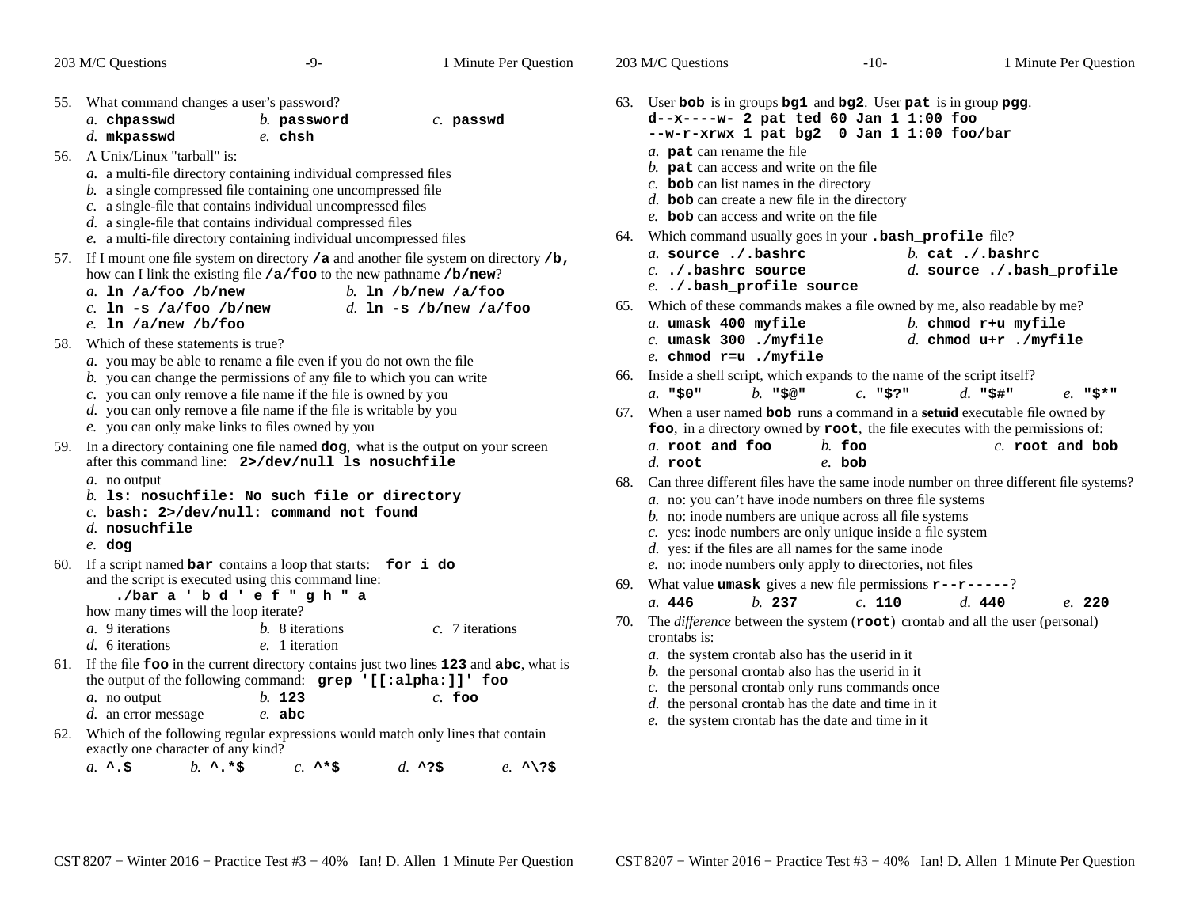55. What command changes a user's password?
    *a.* **chpasswd** *b.* **password** *c.* **passwd**
    *d.* **mkpasswd** *e.* **chsh**

56. A Unix/Linux "tarball" is:
    *a.* a multi-file directory containing individual compressed files
    *b.* a single compressed file containing one uncompressed file
    *c.* a single-file that contains individual uncompressed files
    *d.* a single-file that contains individual compressed files
    *e.* a multi-file directory containing individual uncompressed files

57. If I mount one file system on directory **/a** and another file system on directory **/b,** how can I link the existing file **/a/foo** to the new pathname **/b/new**?
    *a.* **ln /a/foo /b/new** *b.* **ln /b/new /a/foo**
    *c.* **ln -s /a/foo /b/new** *d.* **ln -s /b/new /a/foo**
    *e.* **ln /a/new /b/foo**

58. Which of these statements is true?
    *a.* you may be able to rename a file even if you do not own the file
    *b.* you can change the permissions of any file to which you can write
    *c.* you can only remove a file name if the file is owned by you
    *d.* you can only remove a file name if the file is writable by you
    *e.* you can only make links to files owned by you

59. In a directory containing one file named **dog**, what is the output on your screen after this command line: **2>/dev/null ls nosuchfile**
    *a.* no output
    *b.* **ls: nosuchfile: No such file or directory**
    *c.* **bash: 2>/dev/null: command not found**
    *d.* **nosuchfile**
    *e.* **dog**

60. If a script named **bar** contains a loop that starts: **for i do**
    and the script is executed using this command line:
    **./bar a ' b d ' e f " g h " a**
    how many times will the loop iterate?
    *a.* 9 iterations *b.* 8 iterations *c.* 7 iterations
    *d.* 6 iterations *e.* 1 iteration

61. If the file **foo** in the current directory contains just two lines **123** and **abc**, what is the output of the following command: **grep '[[:alpha:]]' foo**
    *a.* no output *b.* **123** *c.* **foo**
    *d.* an error message *e.* **abc**

62. Which of the following regular expressions would match only lines that contain exactly one character of any kind?
    *a.* **^.$** *b.* **^.*$** *c.* **^*$** *d.* **^?$** *e.* **^\?$**

63. User **bob** is in groups **bg1** and **bg2**. User **pat** is in group **pgg**.
    **d--x----w- 2 pat ted 60 Jan 1 1:00 foo**
    **--w-r-xrwx 1 pat bg2 0 Jan 1 1:00 foo/bar**
    *a.* **pat** can rename the file
    *b.* **pat** can access and write on the file
    *c.* **bob** can list names in the directory
    *d.* **bob** can create a new file in the directory
    *e.* **bob** can access and write on the file

64. Which command usually goes in your **.bash_profile** file?
    *a.* **source ./.bashrc** *b.* **cat ./.bashrc**
    *c.* **./.bashrc source** *d.* **source ./.bash_profile**
    *e.* **./.bash_profile source**

65. Which of these commands makes a file owned by me, also readable by me?
    *a.* **umask 400 myfile** *b.* **chmod r+u myfile**
    *c.* **umask 300 ./myfile** *d.* **chmod u+r ./myfile**
    *e.* **chmod r=u ./myfile**

66. Inside a shell script, which expands to the name of the script itself?
    *a.* **"$0"** *b.* **"$@"** *c.* **"$?"** *d.* **"$#"** *e.* **"$*"**

67. When a user named **bob** runs a command in a **setuid** executable file owned by **foo**, in a directory owned by **root**, the file executes with the permissions of:
    *a.* **root and foo** *b.* **foo** *c.* **root and bob**
    *d.* **root** *e.* **bob**

68. Can three different files have the same inode number on three different file systems?
    *a.* no: you can't have inode numbers on three file systems
    *b.* no: inode numbers are unique across all file systems
    *c.* yes: inode numbers are only unique inside a file system
    *d.* yes: if the files are all names for the same inode
    *e.* no: inode numbers only apply to directories, not files

69. What value **umask** gives a new file permissions **r--r-----**?
    *a.* **446** *b.* **237** *c.* **110** *d.* **440** *e.* **220**

70. The *difference* between the system (**root**) crontab and all the user (personal) crontabs is:
    *a.* the system crontab also has the userid in it
    *b.* the personal crontab also has the userid in it
    *c.* the personal crontab only runs commands once
    *d.* the personal crontab has the date and time in it
    *e.* the system crontab has the date and time in it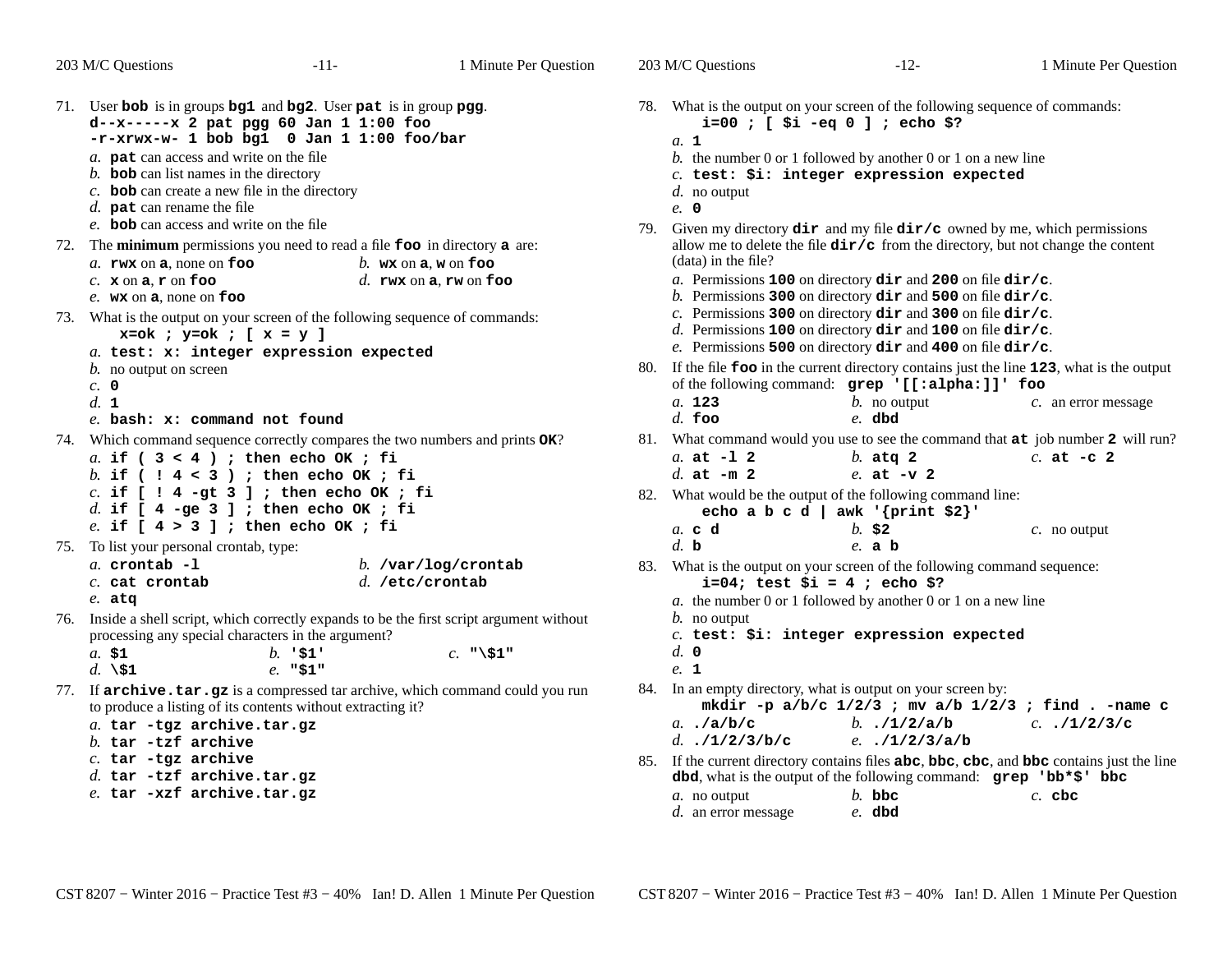71. User **bob** is in groups **bg1** and **bg2**. User **pat** is in group **pgg**.

```
d--x-----x 2 pat pgg 60 Jan 1 1:00 foo
-r-xrwx-w- 1 bob bg1  0 Jan 1 1:00 foo/bar
```

*a.* **pat** can access and write on the file
*b.* **bob** can list names in the directory
*c.* **bob** can create a new file in the directory
*d.* **pat** can rename the file
*e.* **bob** can access and write on the file

72. The **minimum** permissions you need to read a file **foo** in directory **a** are:

*a.* **rwx** on **a**, none on **foo**
*b.* **wx** on **a**, **w** on **foo**
*c.* **x** on **a**, **r** on **foo**
*d.* **rwx** on **a**, **rw** on **foo**
*e.* **wx** on **a**, none on **foo**

73. What is the output on your screen of the following sequence of commands:

```
x=ok ; y=ok ; [ x = y ]
```

*a.* **test: x: integer expression expected**
*b.* no output on screen
*c.* **0**
*d.* **1**
*e.* **bash: x: command not found**

74. Which command sequence correctly compares the two numbers and prints **OK**?

*a.* **if ( 3 < 4 ) ; then echo OK ; fi**
*b.* **if ( ! 4 < 3 ) ; then echo OK ; fi**
*c.* **if [ ! 4 -gt 3 ] ; then echo OK ; fi**
*d.* **if [ 4 -ge 3 ] ; then echo OK ; fi**
*e.* **if [ 4 > 3 ] ; then echo OK ; fi**

75. To list your personal crontab, type:

*a.* **crontab -l**
*b.* **/var/log/crontab**
*c.* **cat crontab**
*d.* **/etc/crontab**
*e.* **atq**

76. Inside a shell script, which correctly expands to be the first script argument without processing any special characters in the argument?

*a.* **$1**
*b.* **'$1'**
*c.* **"\$1"**
*d.* **\$1**
*e.* **"$1"**

77. If **archive.tar.gz** is a compressed tar archive, which command could you run to produce a listing of its contents without extracting it?

*a.* **tar -tgz archive.tar.gz**
*b.* **tar -tzf archive**
*c.* **tar -tgz archive**
*d.* **tar -tzf archive.tar.gz**
*e.* **tar -xzf archive.tar.gz**

78. What is the output on your screen of the following sequence of commands:

```
i=00 ; [ $i -eq 0 ] ; echo $?
```

*a.* **1**
*b.* the number 0 or 1 followed by another 0 or 1 on a new line
*c.* **test: $i: integer expression expected**
*d.* no output
*e.* **0**

79. Given my directory **dir** and my file **dir/c** owned by me, which permissions allow me to delete the file **dir/c** from the directory, but not change the content (data) in the file?

*a.* Permissions **100** on directory **dir** and **200** on file **dir/c**.
*b.* Permissions **300** on directory **dir** and **500** on file **dir/c**.
*c.* Permissions **300** on directory **dir** and **300** on file **dir/c**.
*d.* Permissions **100** on directory **dir** and **100** on file **dir/c**.
*e.* Permissions **500** on directory **dir** and **400** on file **dir/c**.

80. If the file **foo** in the current directory contains just the line **123**, what is the output of the following command: **grep '[[:alpha:]]' foo**

*a.* **123**
*b.* no output
*c.* an error message
*d.* **foo**
*e.* **dbd**

81. What command would you use to see the command that **at** job number **2** will run?

*a.* **at -l 2**
*b.* **atq 2**
*c.* **at -c 2**
*d.* **at -m 2**
*e.* **at -v 2**

82. What would be the output of the following command line:

```
echo a b c d | awk '{print $2}'
```

*a.* **c d**
*b.* **$2**
*c.* no output
*d.* **b**
*e.* **a b**

83. What is the output on your screen of the following command sequence:

```
i=04; test $i = 4 ; echo $?
```

*a.* the number 0 or 1 followed by another 0 or 1 on a new line
*b.* no output
*c.* **test: $i: integer expression expected**
*d.* **0**
*e.* **1**

84. In an empty directory, what is output on your screen by:

```
mkdir -p a/b/c 1/2/3 ; mv a/b 1/2/3 ; find . -name c
```

*a.* **./a/b/c**
*b.* **./1/2/a/b**
*c.* **./1/2/3/c**
*d.* **./1/2/3/b/c**
*e.* **./1/2/3/a/b**

85. If the current directory contains files **abc**, **bbc**, **cbc**, and **bbc** contains just the line **dbd**, what is the output of the following command: **grep 'bb*$' bbc**

*a.* no output
*b.* **bbc**
*c.* **cbc**
*d.* an error message
*e.* **dbd**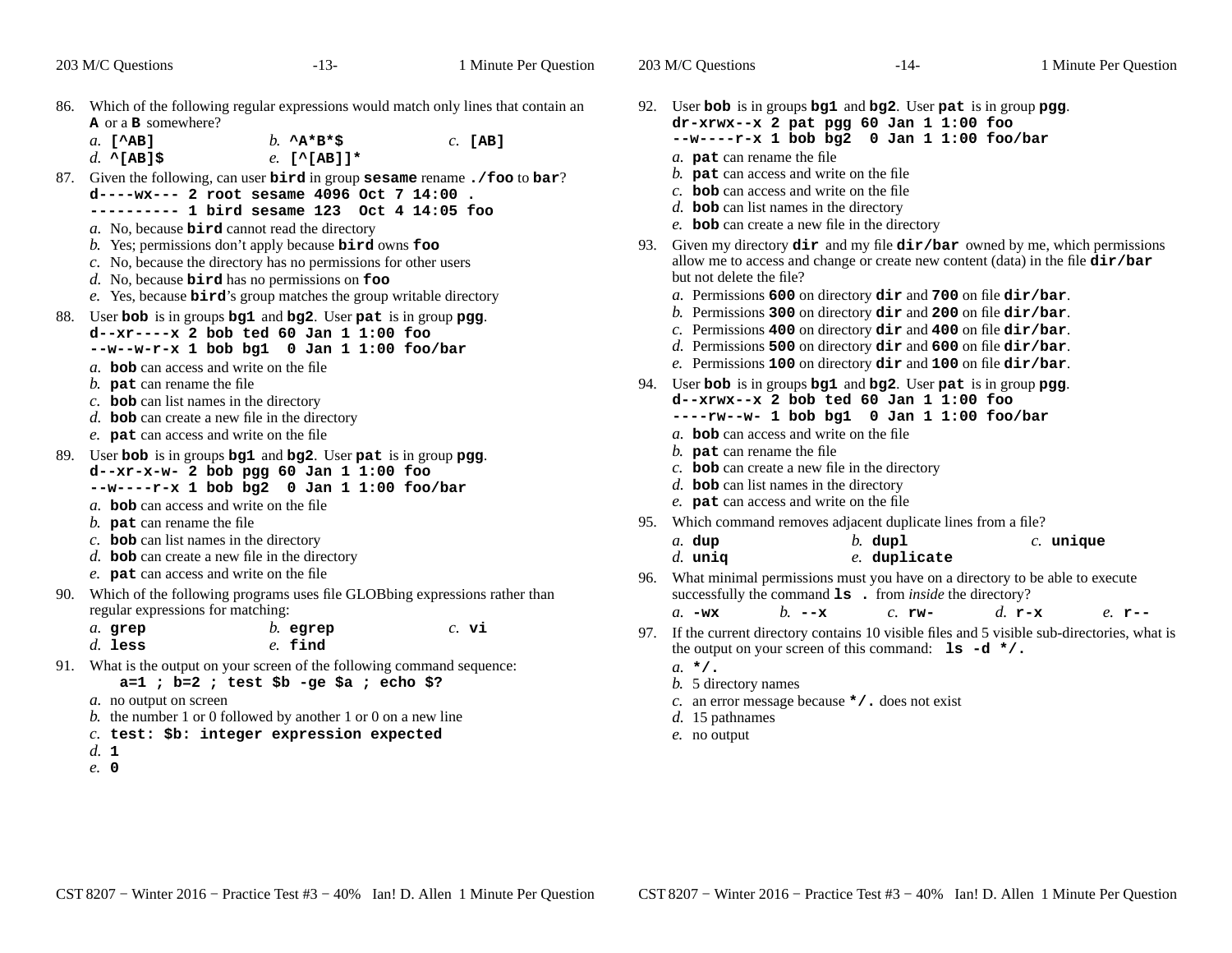86. Which of the following regular expressions would match only lines that contain an **A** or a **B** somewhere?

*a.* **[^AB]** *b.* **^A*B*$** *c.* **[AB]**
*d.* **^[AB]$** *e.* **[^[AB]]***

87. Given the following, can user **bird** in group **sesame** rename **./foo** to **bar**?

```
d----wx--- 2 root sesame 4096 Oct 7 14:00 .
---------- 1 bird sesame 123  Oct 4 14:05 foo
```

*a.* No, because **bird** cannot read the directory
*b.* Yes; permissions don't apply because **bird** owns **foo**
*c.* No, because the directory has no permissions for other users
*d.* No, because **bird** has no permissions on **foo**
*e.* Yes, because **bird**'s group matches the group writable directory

88. User **bob** is in groups **bg1** and **bg2**. User **pat** is in group **pgg**.

```
d--xr----x 2 bob ted 60 Jan 1 1:00 foo
--w--w-r-x 1 bob bg1  0 Jan 1 1:00 foo/bar
```

*a.* **bob** can access and write on the file
*b.* **pat** can rename the file
*c.* **bob** can list names in the directory
*d.* **bob** can create a new file in the directory
*e.* **pat** can access and write on the file

89. User **bob** is in groups **bg1** and **bg2**. User **pat** is in group **pgg**.

```
d--xr-x-w- 2 bob pgg 60 Jan 1 1:00 foo
--w----r-x 1 bob bg2  0 Jan 1 1:00 foo/bar
```

*a.* **bob** can access and write on the file
*b.* **pat** can rename the file
*c.* **bob** can list names in the directory
*d.* **bob** can create a new file in the directory
*e.* **pat** can access and write on the file

90. Which of the following programs uses file GLOBbing expressions rather than regular expressions for matching:

*a.* **grep** *b.* **egrep** *c.* **vi**
*d.* **less** *e.* **find**

91. What is the output on your screen of the following command sequence:

```
a=1 ; b=2 ; test $b -ge $a ; echo $?
```

*a.* no output on screen
*b.* the number 1 or 0 followed by another 1 or 0 on a new line
*c.* **test: $b: integer expression expected**
*d.* **1**
*e.* **0**

92. User **bob** is in groups **bg1** and **bg2**. User **pat** is in group **pgg**.

```
dr-xrwx--x 2 pat pgg 60 Jan 1 1:00 foo
--w----r-x 1 bob bg2  0 Jan 1 1:00 foo/bar
```

*a.* **pat** can rename the file
*b.* **pat** can access and write on the file
*c.* **bob** can access and write on the file
*d.* **bob** can list names in the directory
*e.* **bob** can create a new file in the directory

93. Given my directory **dir** and my file **dir/bar** owned by me, which permissions allow me to access and change or create new content (data) in the file **dir/bar** but not delete the file?

*a.* Permissions **600** on directory **dir** and **700** on file **dir/bar**.
*b.* Permissions **300** on directory **dir** and **200** on file **dir/bar**.
*c.* Permissions **400** on directory **dir** and **400** on file **dir/bar**.
*d.* Permissions **500** on directory **dir** and **600** on file **dir/bar**.
*e.* Permissions **100** on directory **dir** and **100** on file **dir/bar**.

94. User **bob** is in groups **bg1** and **bg2**. User **pat** is in group **pgg**.

```
d--xrwx--x 2 bob ted 60 Jan 1 1:00 foo
----rw--w- 1 bob bg1  0 Jan 1 1:00 foo/bar
```

*a.* **bob** can access and write on the file
*b.* **pat** can rename the file
*c.* **bob** can create a new file in the directory
*d.* **bob** can list names in the directory
*e.* **pat** can access and write on the file

95. Which command removes adjacent duplicate lines from a file?

*a.* **dup** *b.* **dupl** *c.* **unique**
*d.* **uniq** *e.* **duplicate**

96. What minimal permissions must you have on a directory to be able to execute successfully the command **ls .** from *inside* the directory?

*a.* **-wx** *b.* **--x** *c.* **rw-** *d.* **r-x** *e.* **r--**

97. If the current directory contains 10 visible files and 5 visible sub-directories, what is the output on your screen of this command: **ls -d */.**

*a.* **\*/.**
*b.* 5 directory names
*c.* an error message because **\*/.** does not exist
*d.* 15 pathnames
*e.* no output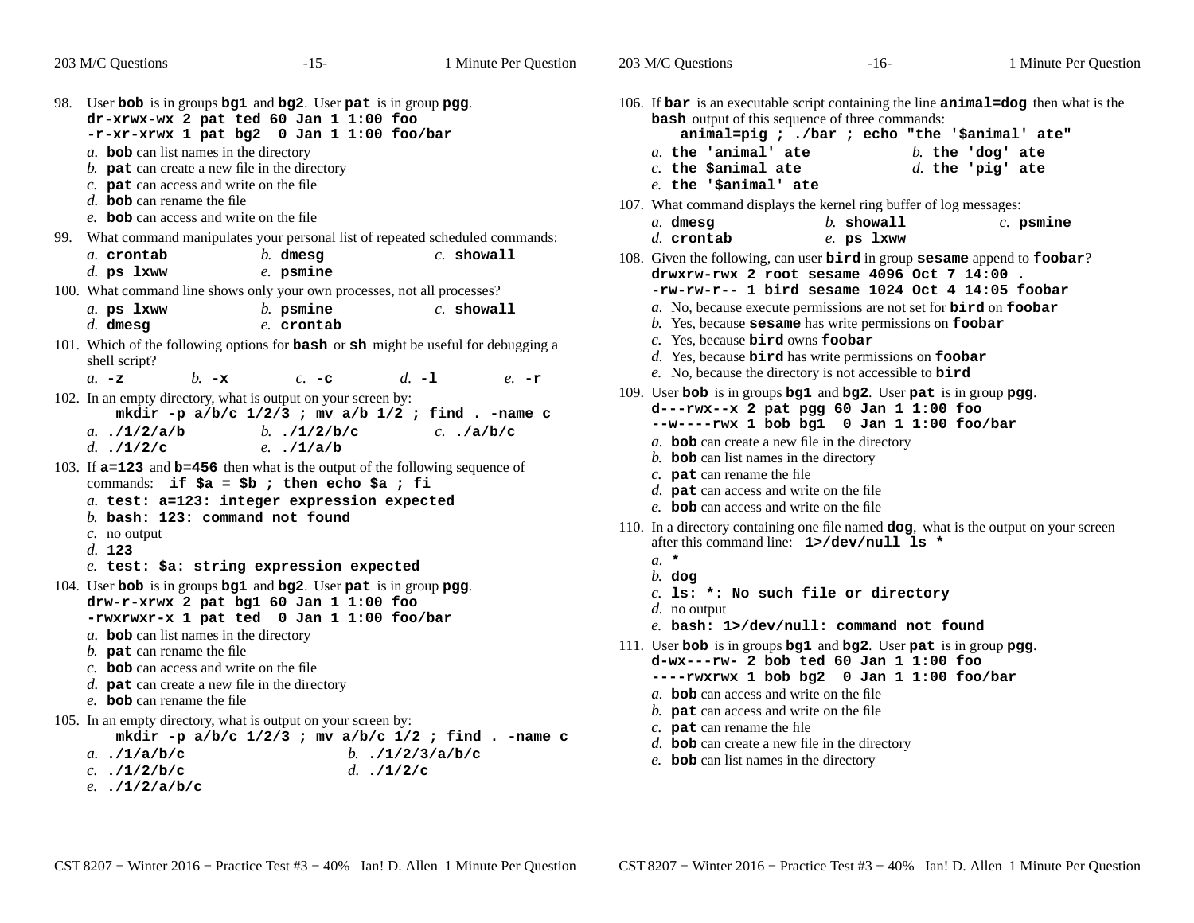98. User **bob** is in groups **bg1** and **bg2**. User **pat** is in group **pgg**.

```
dr-xrwx-wx 2 pat ted 60 Jan 1 1:00 foo
-r-xr-xrwx 1 pat bg2  0 Jan 1 1:00 foo/bar
```

   *a.* **bob** can list names in the directory
   *b.* **pat** can create a new file in the directory
   *c.* **pat** can access and write on the file
   *d.* **bob** can rename the file
   *e.* **bob** can access and write on the file

99. What command manipulates your personal list of repeated scheduled commands:
   *a.* **crontab** *b.* **dmesg** *c.* **showall**
   *d.* **ps lxww** *e.* **psmine**

100. What command line shows only your own processes, not all processes?
   *a.* **ps lxww** *b.* **psmine** *c.* **showall**
   *d.* **dmesg** *e.* **crontab**

101. Which of the following options for **bash** or **sh** might be useful for debugging a shell script?
   *a.* **-z** *b.* **-x** *c.* **-c** *d.* **-l** *e.* **-r**

102. In an empty directory, what is output on your screen by:

```
mkdir -p a/b/c 1/2/3 ; mv a/b 1/2 ; find . -name c
```

   *a.* **./1/2/a/b** *b.* **./1/2/b/c** *c.* **./a/b/c**
   *d.* **./1/2/c** *e.* **./1/a/b**

103. If **a=123** and **b=456** then what is the output of the following sequence of commands: **if $a = $b ; then echo $a ; fi**
   *a.* **test: a=123: integer expression expected**
   *b.* **bash: 123: command not found**
   *c.* no output
   *d.* **123**
   *e.* **test: $a: string expression expected**

104. User **bob** is in groups **bg1** and **bg2**. User **pat** is in group **pgg**.

```
drw-r-xrwx 2 pat bg1 60 Jan 1 1:00 foo
-rwxrwxr-x 1 pat ted  0 Jan 1 1:00 foo/bar
```

   *a.* **bob** can list names in the directory
   *b.* **pat** can rename the file
   *c.* **bob** can access and write on the file
   *d.* **pat** can create a new file in the directory
   *e.* **bob** can rename the file

105. In an empty directory, what is output on your screen by:

```
mkdir -p a/b/c 1/2/3 ; mv a/b/c 1/2 ; find . -name c
```

   *a.* **./1/a/b/c** *b.* **./1/2/3/a/b/c**
   *c.* **./1/2/b/c** *d.* **./1/2/c**
   *e.* **./1/2/a/b/c**

106. If **bar** is an executable script containing the line **animal=dog** then what is the **bash** output of this sequence of three commands:

```
animal=pig ; ./bar ; echo "the '$animal' ate"
```

   *a.* **the 'animal' ate** *b.* **the 'dog' ate**
   *c.* **the $animal ate** *d.* **the 'pig' ate**
   *e.* **the '$animal' ate**

107. What command displays the kernel ring buffer of log messages:
   *a.* **dmesg** *b.* **showall** *c.* **psmine**
   *d.* **crontab** *e.* **ps lxww**

108. Given the following, can user **bird** in group **sesame** append to **foobar**?

```
drwxrw-rwx 2 root sesame 4096 Oct 7 14:00 .
-rw-rw-r-- 1 bird sesame 1024 Oct 4 14:05 foobar
```

   *a.* No, because execute permissions are not set for **bird** on **foobar**
   *b.* Yes, because **sesame** has write permissions on **foobar**
   *c.* Yes, because **bird** owns **foobar**
   *d.* Yes, because **bird** has write permissions on **foobar**
   *e.* No, because the directory is not accessible to **bird**

109. User **bob** is in groups **bg1** and **bg2**. User **pat** is in group **pgg**.

```
d---rwx--x 2 pat pgg 60 Jan 1 1:00 foo
--w----rwx 1 bob bg1  0 Jan 1 1:00 foo/bar
```

   *a.* **bob** can create a new file in the directory
   *b.* **bob** can list names in the directory
   *c.* **pat** can rename the file
   *d.* **pat** can access and write on the file
   *e.* **bob** can access and write on the file

110. In a directory containing one file named **dog**, what is the output on your screen after this command line: **1>/dev/null ls ***
   *a.* *
   *b.* **dog**
   *c.* **ls: *: No such file or directory**
   *d.* no output
   *e.* **bash: 1>/dev/null: command not found**

111. User **bob** is in groups **bg1** and **bg2**. User **pat** is in group **pgg**.

```
d-wx---rw- 2 bob ted 60 Jan 1 1:00 foo
----rwxrwx 1 bob bg2  0 Jan 1 1:00 foo/bar
```

   *a.* **bob** can access and write on the file
   *b.* **pat** can access and write on the file
   *c.* **pat** can rename the file
   *d.* **bob** can create a new file in the directory
   *e.* **bob** can list names in the directory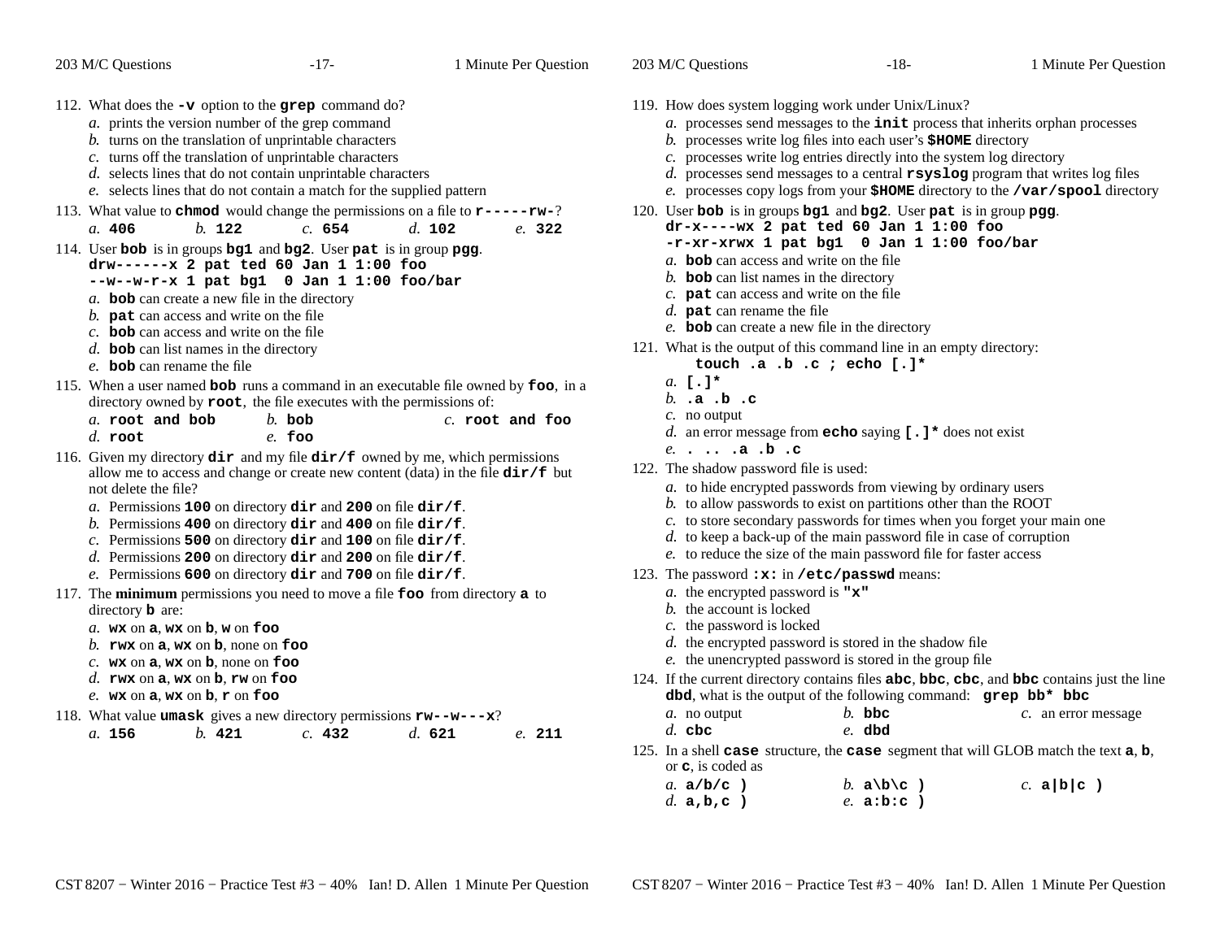112. What does the **-v** option to the **grep** command do?
   *a.* prints the version number of the grep command
   *b.* turns on the translation of unprintable characters
   *c.* turns off the translation of unprintable characters
   *d.* selects lines that do not contain unprintable characters
   *e.* selects lines that do not contain a match for the supplied pattern

113. What value to **chmod** would change the permissions on a file to **r-----rw-**?
   *a.* **406** *b.* **122** *c.* **654** *d.* **102** *e.* **322**

114. User **bob** is in groups **bg1** and **bg2**. User **pat** is in group **pgg**.
```
drw------x 2 pat ted 60 Jan 1 1:00 foo
--w--w-r-x 1 pat bg1  0 Jan 1 1:00 foo/bar
```
   *a.* **bob** can create a new file in the directory
   *b.* **pat** can access and write on the file
   *c.* **bob** can access and write on the file
   *d.* **bob** can list names in the directory
   *e.* **bob** can rename the file

115. When a user named **bob** runs a command in an executable file owned by **foo**, in a directory owned by **root**, the file executes with the permissions of:
   *a.* **root and bob** *b.* **bob** *c.* **root and foo**
   *d.* **root** *e.* **foo**

116. Given my directory **dir** and my file **dir/f** owned by me, which permissions allow me to access and change or create new content (data) in the file **dir/f** but not delete the file?
   *a.* Permissions **100** on directory **dir** and **200** on file **dir/f**.
   *b.* Permissions **400** on directory **dir** and **400** on file **dir/f**.
   *c.* Permissions **500** on directory **dir** and **100** on file **dir/f**.
   *d.* Permissions **200** on directory **dir** and **200** on file **dir/f**.
   *e.* Permissions **600** on directory **dir** and **700** on file **dir/f**.

117. The **minimum** permissions you need to move a file **foo** from directory **a** to directory **b** are:
   *a.* **wx** on **a**, **wx** on **b**, **w** on **foo**
   *b.* **rwx** on **a**, **wx** on **b**, none on **foo**
   *c.* **wx** on **a**, **wx** on **b**, none on **foo**
   *d.* **rwx** on **a**, **wx** on **b**, **rw** on **foo**
   *e.* **wx** on **a**, **wx** on **b**, **r** on **foo**

118. What value **umask** gives a new directory permissions **rw--w---x**?
   *a.* **156** *b.* **421** *c.* **432** *d.* **621** *e.* **211**

119. How does system logging work under Unix/Linux?
   *a.* processes send messages to the **init** process that inherits orphan processes
   *b.* processes write log files into each user's **$HOME** directory
   *c.* processes write log entries directly into the system log directory
   *d.* processes send messages to a central **rsyslog** program that writes log files
   *e.* processes copy logs from your **$HOME** directory to the **/var/spool** directory

120. User **bob** is in groups **bg1** and **bg2**. User **pat** is in group **pgg**.
```
dr-x----wx 2 pat ted 60 Jan 1 1:00 foo
-r-xr-xrwx 1 pat bg1  0 Jan 1 1:00 foo/bar
```
   *a.* **bob** can access and write on the file
   *b.* **bob** can list names in the directory
   *c.* **pat** can access and write on the file
   *d.* **pat** can rename the file
   *e.* **bob** can create a new file in the directory

121. What is the output of this command line in an empty directory:
```
touch .a .b .c ; echo [.]*
```
   *a.* **[.]***
   *b.* **.a .b .c**
   *c.* no output
   *d.* an error message from **echo** saying **[.]*** does not exist
   *e.* **. .. .a .b .c**

122. The shadow password file is used:
   *a.* to hide encrypted passwords from viewing by ordinary users
   *b.* to allow passwords to exist on partitions other than the ROOT
   *c.* to store secondary passwords for times when you forget your main one
   *d.* to keep a back-up of the main password file in case of corruption
   *e.* to reduce the size of the main password file for faster access

123. The password **:x:** in **/etc/passwd** means:
   *a.* the encrypted password is **"x"**
   *b.* the account is locked
   *c.* the password is locked
   *d.* the encrypted password is stored in the shadow file
   *e.* the unencrypted password is stored in the group file

124. If the current directory contains files **abc**, **bbc**, **cbc**, and **bbc** contains just the line **dbd**, what is the output of the following command: **grep bb* bbc**
   *a.* no output *b.* **bbc** *c.* an error message
   *d.* **cbc** *e.* **dbd**

125. In a shell **case** structure, the **case** segment that will GLOB match the text **a**, **b**, or **c**, is coded as
   *a.* **a/b/c )** *b.* **a\b\c )** *c.* **a|b|c )**
   *d.* **a,b,c )** *e.* **a:b:c )**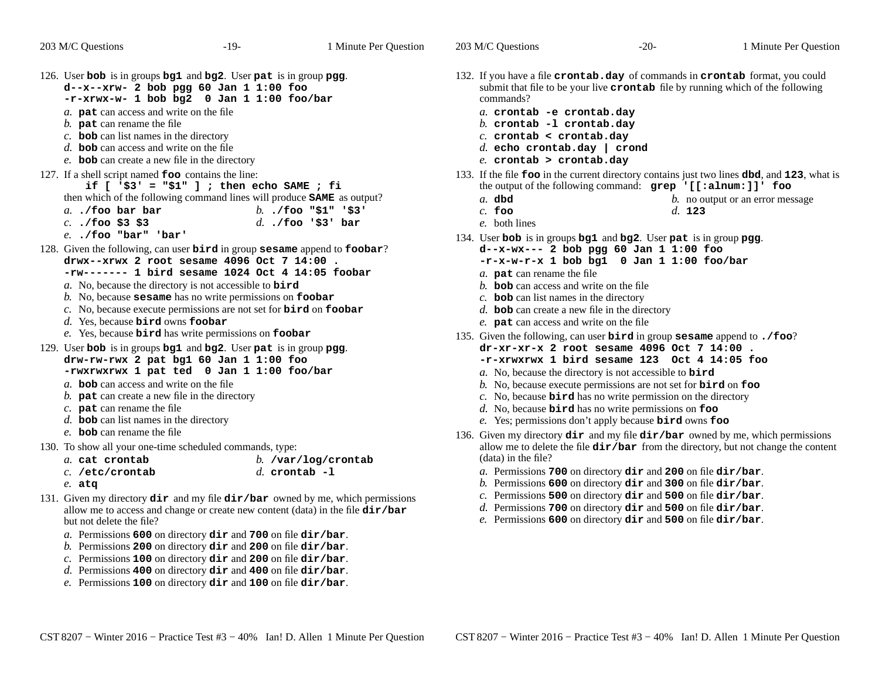126. User **bob** is in groups **bg1** and **bg2**. User **pat** is in group **pgg**.
```
d--x--xrw- 2 bob pgg 60 Jan 1 1:00 foo
-r-xrwx-w- 1 bob bg2  0 Jan 1 1:00 foo/bar
```
*a.* **pat** can access and write on the file
*b.* **pat** can rename the file
*c.* **bob** can list names in the directory
*d.* **bob** can access and write on the file
*e.* **bob** can create a new file in the directory

127. If a shell script named **foo** contains the line:
```
    if [ '$3' = "$1" ] ; then echo SAME ; fi
```
then which of the following command lines will produce **SAME** as output?
*a.* **./foo bar bar**
*b.* **./foo "$1" '$3'**
*c.* **./foo $3 $3**
*d.* **./foo '$3' bar**
*e.* **./foo "bar" 'bar'**

128. Given the following, can user **bird** in group **sesame** append to **foobar**?
```
drwx--xrwx 2 root sesame 4096 Oct 7 14:00 .
-rw------- 1 bird sesame 1024 Oct 4 14:05 foobar
```
*a.* No, because the directory is not accessible to **bird**
*b.* No, because **sesame** has no write permissions on **foobar**
*c.* No, because execute permissions are not set for **bird** on **foobar**
*d.* Yes, because **bird** owns **foobar**
*e.* Yes, because **bird** has write permissions on **foobar**

129. User **bob** is in groups **bg1** and **bg2**. User **pat** is in group **pgg**.
```
drw-rw-rwx 2 pat bg1 60 Jan 1 1:00 foo
-rwxrwxrwx 1 pat ted  0 Jan 1 1:00 foo/bar
```
*a.* **bob** can access and write on the file
*b.* **pat** can create a new file in the directory
*c.* **pat** can rename the file
*d.* **bob** can list names in the directory
*e.* **bob** can rename the file

130. To show all your one-time scheduled commands, type:
*a.* **cat crontab**
*b.* **/var/log/crontab**
*c.* **/etc/crontab**
*d.* **crontab -l**
*e.* **atq**

131. Given my directory **dir** and my file **dir/bar** owned by me, which permissions allow me to access and change or create new content (data) in the file **dir/bar** but not delete the file?
*a.* Permissions **600** on directory **dir** and **700** on file **dir/bar**.
*b.* Permissions **200** on directory **dir** and **200** on file **dir/bar**.
*c.* Permissions **100** on directory **dir** and **200** on file **dir/bar**.
*d.* Permissions **400** on directory **dir** and **400** on file **dir/bar**.
*e.* Permissions **100** on directory **dir** and **100** on file **dir/bar**.

132. If you have a file **crontab.day** of commands in **crontab** format, you could submit that file to be your live **crontab** file by running which of the following commands?
*a.* **crontab -e crontab.day**
*b.* **crontab -l crontab.day**
*c.* **crontab < crontab.day**
*d.* **echo crontab.day | crond**
*e.* **crontab > crontab.day**

133. If the file **foo** in the current directory contains just two lines **dbd**, and **123**, what is the output of the following command: **grep '[[:alnum:]]' foo**
*a.* **dbd**
*b.* no output or an error message
*c.* **foo**
*d.* **123**
*e.* both lines

134. User **bob** is in groups **bg1** and **bg2**. User **pat** is in group **pgg**.
```
d--x-wx--- 2 bob pgg 60 Jan 1 1:00 foo
-r-x-w-r-x 1 bob bg1  0 Jan 1 1:00 foo/bar
```
*a.* **pat** can rename the file
*b.* **bob** can access and write on the file
*c.* **bob** can list names in the directory
*d.* **bob** can create a new file in the directory
*e.* **pat** can access and write on the file

135. Given the following, can user **bird** in group **sesame** append to **./foo**?
```
dr-xr-xr-x 2 root sesame 4096 Oct 7 14:00 .
-r-xrwxrwx 1 bird sesame 123  Oct 4 14:05 foo
```
*a.* No, because the directory is not accessible to **bird**
*b.* No, because execute permissions are not set for **bird** on **foo**
*c.* No, because **bird** has no write permission on the directory
*d.* No, because **bird** has no write permissions on **foo**
*e.* Yes; permissions don't apply because **bird** owns **foo**

136. Given my directory **dir** and my file **dir/bar** owned by me, which permissions allow me to delete the file **dir/bar** from the directory, but not change the content (data) in the file?
*a.* Permissions **700** on directory **dir** and **200** on file **dir/bar**.
*b.* Permissions **600** on directory **dir** and **300** on file **dir/bar**.
*c.* Permissions **500** on directory **dir** and **500** on file **dir/bar**.
*d.* Permissions **700** on directory **dir** and **500** on file **dir/bar**.
*e.* Permissions **600** on directory **dir** and **500** on file **dir/bar**.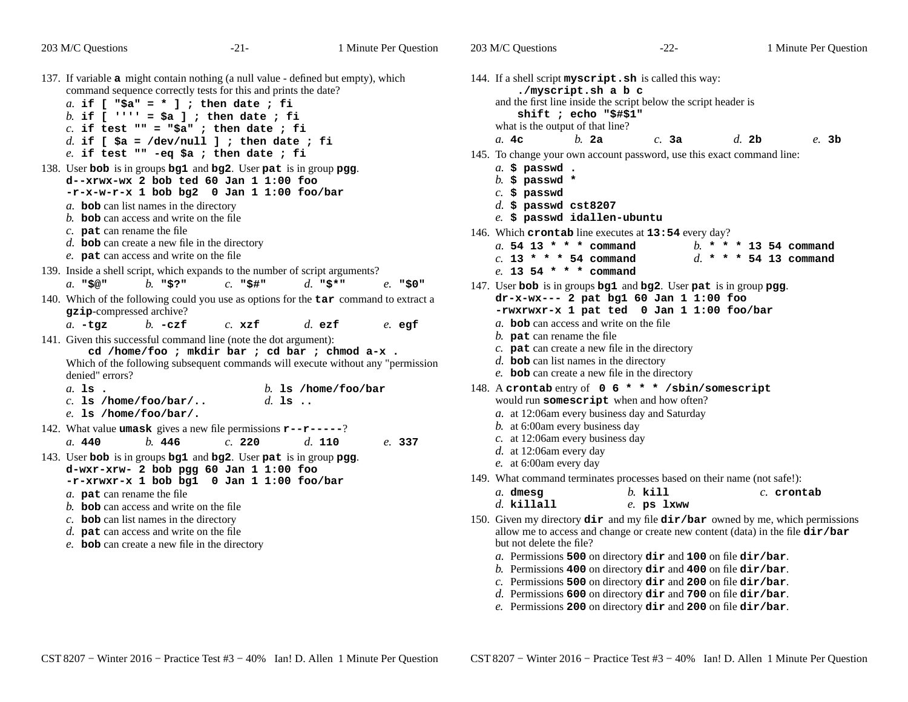137. If variable **a** might contain nothing (a null value - defined but empty), which command sequence correctly tests for this and prints the date?
   *a.* **if [ "$a" = * ] ; then date ; fi**
   *b.* **if [ '''' = $a ] ; then date ; fi**
   *c.* **if test "" = "$a" ; then date ; fi**
   *d.* **if [ $a = /dev/null ] ; then date ; fi**
   *e.* **if test "" -eq $a ; then date ; fi**

138. User **bob** is in groups **bg1** and **bg2**. User **pat** is in group **pgg**.
   **d--xrwx-wx 2 bob ted 60 Jan 1 1:00 foo**
   **-r-x-w-r-x 1 bob bg2  0 Jan 1 1:00 foo/bar**
   *a.* **bob** can list names in the directory
   *b.* **bob** can access and write on the file
   *c.* **pat** can rename the file
   *d.* **bob** can create a new file in the directory
   *e.* **pat** can access and write on the file

139. Inside a shell script, which expands to the number of script arguments?
   *a.* **"$@"** *b.* **"$?"** *c.* **"$#"** *d.* **"$*"** *e.* **"$0"**

140. Which of the following could you use as options for the **tar** command to extract a **gzip**-compressed archive?
   *a.* **-tgz** *b.* **-czf** *c.* **xzf** *d.* **ezf** *e.* **egf**

141. Given this successful command line (note the dot argument):
   **cd /home/foo ; mkdir bar ; cd bar ; chmod a-x .**
   Which of the following subsequent commands will execute without any "permission denied" errors?
   *a.* **ls .**
   *b.* **ls /home/foo/bar**
   *c.* **ls /home/foo/bar/..**
   *d.* **ls ..**
   *e.* **ls /home/foo/bar/.**

142. What value **umask** gives a new file permissions **r--r-----**?
   *a.* **440** *b.* **446** *c.* **220** *d.* **110** *e.* **337**

143. User **bob** is in groups **bg1** and **bg2**. User **pat** is in group **pgg**.
   **d-wxr-xrw- 2 bob pgg 60 Jan 1 1:00 foo**
   **-r-xrwxr-x 1 bob bg1  0 Jan 1 1:00 foo/bar**
   *a.* **pat** can rename the file
   *b.* **bob** can access and write on the file
   *c.* **bob** can list names in the directory
   *d.* **pat** can access and write on the file
   *e.* **bob** can create a new file in the directory

144. If a shell script **myscript.sh** is called this way:
   **./myscript.sh a b c**
   and the first line inside the script below the script header is
   **shift ; echo "$#$1"**
   what is the output of that line?
   *a.* **4c** *b.* **2a** *c.* **3a** *d.* **2b** *e.* **3b**

145. To change your own account password, use this exact command line:
   *a.* **$ passwd .**
   *b.* **$ passwd ***
   *c.* **$ passwd**
   *d.* **$ passwd cst8207**
   *e.* **$ passwd idallen-ubuntu**

146. Which **crontab** line executes at **13:54** every day?
   *a.* **54 13 * * * command**
   *b.* **\* * * 13 54 command**
   *c.* **13 * * * 54 command**
   *d.* **\* * * 54 13 command**
   *e.* **13 54 * * * command**

147. User **bob** is in groups **bg1** and **bg2**. User **pat** is in group **pgg**.
   **dr-x-wx--- 2 pat bg1 60 Jan 1 1:00 foo**
   **-rwxrwxr-x 1 pat ted  0 Jan 1 1:00 foo/bar**
   *a.* **bob** can access and write on the file
   *b.* **pat** can rename the file
   *c.* **pat** can create a new file in the directory
   *d.* **bob** can list names in the directory
   *e.* **bob** can create a new file in the directory

148. A **crontab** entry of **0 6 * * * /sbin/somescript** would run **somescript** when and how often?
   *a.* at 12:06am every business day and Saturday
   *b.* at 6:00am every business day
   *c.* at 12:06am every business day
   *d.* at 12:06am every day
   *e.* at 6:00am every day

149. What command terminates processes based on their name (not safe!):
   *a.* **dmesg** *b.* **kill** *c.* **crontab** *d.* **killall** *e.* **ps lxww**

150. Given my directory **dir** and my file **dir/bar** owned by me, which permissions allow me to access and change or create new content (data) in the file **dir/bar** but not delete the file?
   *a.* Permissions **500** on directory **dir** and **100** on file **dir/bar**.
   *b.* Permissions **400** on directory **dir** and **400** on file **dir/bar**.
   *c.* Permissions **500** on directory **dir** and **200** on file **dir/bar**.
   *d.* Permissions **600** on directory **dir** and **700** on file **dir/bar**.
   *e.* Permissions **200** on directory **dir** and **200** on file **dir/bar**.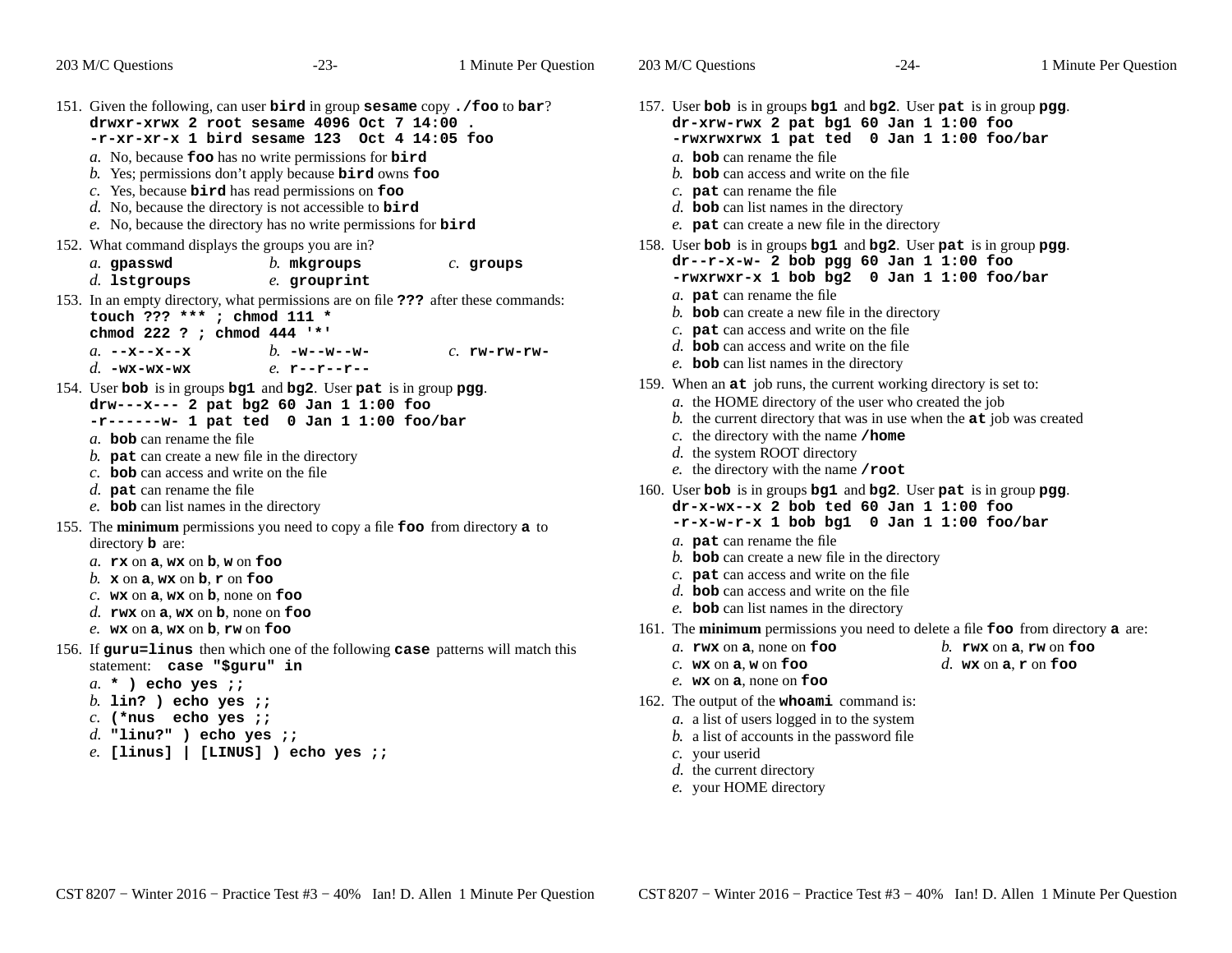151. Given the following, can user **bird** in group **sesame** copy **./foo** to **bar**?
```
drwxr-xrwx 2 root sesame 4096 Oct 7 14:00 .
-r-xr-xr-x 1 bird sesame 123  Oct 4 14:05 foo
```
*a.* No, because **foo** has no write permissions for **bird**
*b.* Yes; permissions don't apply because **bird** owns **foo**
*c.* Yes, because **bird** has read permissions on **foo**
*d.* No, because the directory is not accessible to **bird**
*e.* No, because the directory has no write permissions for **bird**

152. What command displays the groups you are in?
*a.* **gpasswd** *b.* **mkgroups** *c.* **groups**
*d.* **lstgroups** *e.* **grouprint**

153. In an empty directory, what permissions are on file **???** after these commands:
```
touch ??? *** ; chmod 111 *
chmod 222 ? ; chmod 444 '*'
```
*a.* **--x--x--x** *b.* **-w--w--w-** *c.* **rw-rw-rw-**
*d.* **-wx-wx-wx** *e.* **r--r--r--**

154. User **bob** is in groups **bg1** and **bg2**. User **pat** is in group **pgg**.
```
drw---x--- 2 pat bg2 60 Jan 1 1:00 foo
-r------w- 1 pat ted  0 Jan 1 1:00 foo/bar
```
*a.* **bob** can rename the file
*b.* **pat** can create a new file in the directory
*c.* **bob** can access and write on the file
*d.* **pat** can rename the file
*e.* **bob** can list names in the directory

155. The **minimum** permissions you need to copy a file **foo** from directory **a** to directory **b** are:
*a.* **rx** on **a**, **wx** on **b**, **w** on **foo**
*b.* **x** on **a**, **wx** on **b**, **r** on **foo**
*c.* **wx** on **a**, **wx** on **b**, none on **foo**
*d.* **rwx** on **a**, **wx** on **b**, none on **foo**
*e.* **wx** on **a**, **wx** on **b**, **rw** on **foo**

156. If **guru=linus** then which one of the following **case** patterns will match this statement: **case "$guru" in**
*a.* **\* ) echo yes ;;**
*b.* **lin? ) echo yes ;;**
*c.* **(\*nus  echo yes ;;**
*d.* **"linu?" ) echo yes ;;**
*e.* **[linus] | [LINUS] ) echo yes ;;**

157. User **bob** is in groups **bg1** and **bg2**. User **pat** is in group **pgg**.
```
dr-xrw-rwx 2 pat bg1 60 Jan 1 1:00 foo
-rwxrwxrwx 1 pat ted  0 Jan 1 1:00 foo/bar
```
*a.* **bob** can rename the file
*b.* **bob** can access and write on the file
*c.* **pat** can rename the file
*d.* **bob** can list names in the directory
*e.* **pat** can create a new file in the directory

158. User **bob** is in groups **bg1** and **bg2**. User **pat** is in group **pgg**.
```
dr--r-x-w- 2 bob pgg 60 Jan 1 1:00 foo
-rwxrwxr-x 1 bob bg2  0 Jan 1 1:00 foo/bar
```
*a.* **pat** can rename the file
*b.* **bob** can create a new file in the directory
*c.* **pat** can access and write on the file
*d.* **bob** can access and write on the file
*e.* **bob** can list names in the directory

159. When an **at** job runs, the current working directory is set to:
*a.* the HOME directory of the user who created the job
*b.* the current directory that was in use when the **at** job was created
*c.* the directory with the name **/home**
*d.* the system ROOT directory
*e.* the directory with the name **/root**

160. User **bob** is in groups **bg1** and **bg2**. User **pat** is in group **pgg**.
```
dr-x-wx--x 2 bob ted 60 Jan 1 1:00 foo
-r-x-w-r-x 1 bob bg1  0 Jan 1 1:00 foo/bar
```
*a.* **pat** can rename the file
*b.* **bob** can create a new file in the directory
*c.* **pat** can access and write on the file
*d.* **bob** can access and write on the file
*e.* **bob** can list names in the directory

161. The **minimum** permissions you need to delete a file **foo** from directory **a** are:
*a.* **rwx** on **a**, none on **foo** *b.* **rwx** on **a**, **rw** on **foo**
*c.* **wx** on **a**, **w** on **foo** *d.* **wx** on **a**, **r** on **foo**
*e.* **wx** on **a**, none on **foo**

162. The output of the **whoami** command is:
*a.* a list of users logged in to the system
*b.* a list of accounts in the password file
*c.* your userid
*d.* the current directory
*e.* your HOME directory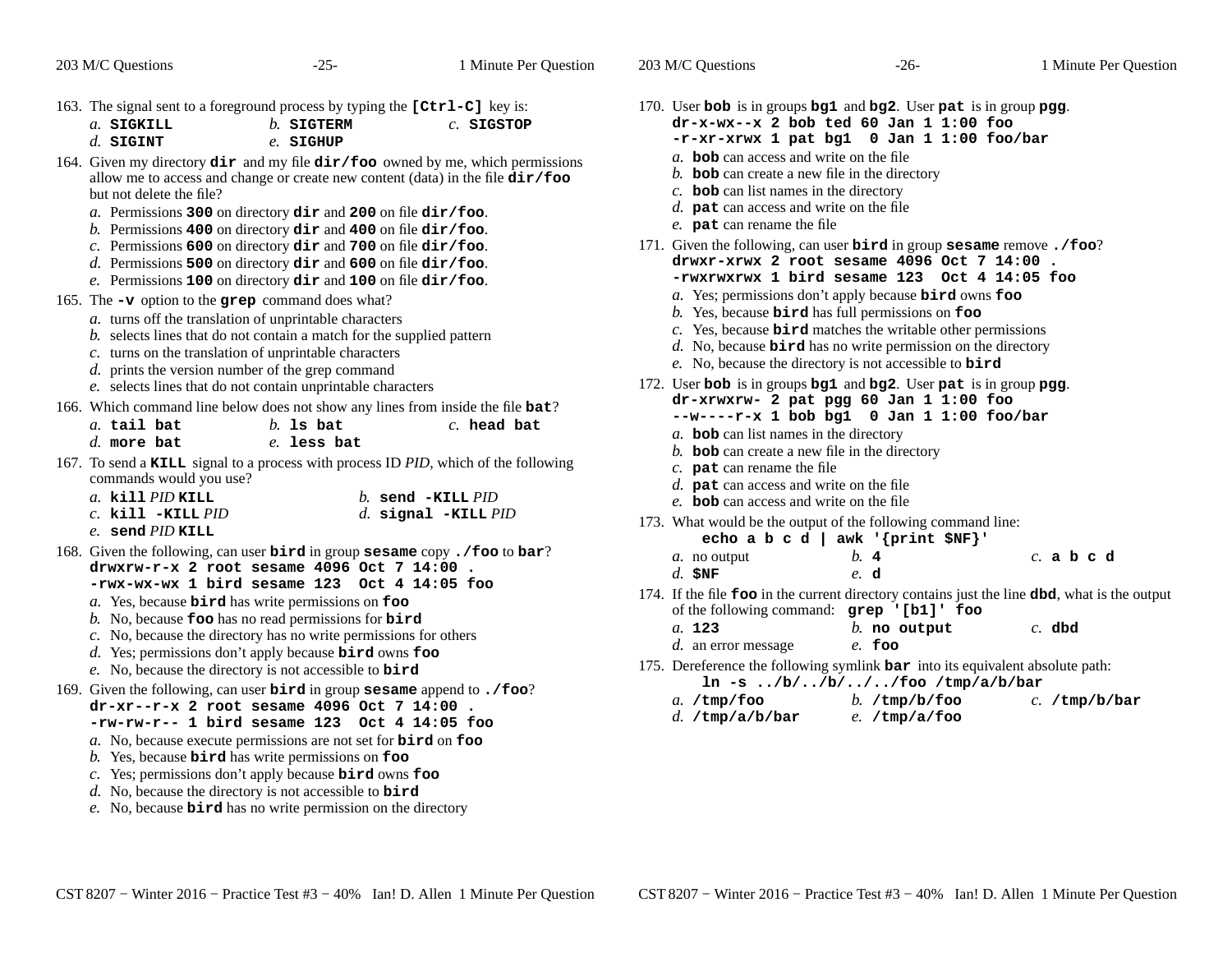163. The signal sent to a foreground process by typing the **[Ctrl-C]** key is:

   *a.* **SIGKILL** *b.* **SIGTERM** *c.* **SIGSTOP**
   *d.* **SIGINT** *e.* **SIGHUP**

164. Given my directory **dir** and my file **dir/foo** owned by me, which permissions allow me to access and change or create new content (data) in the file **dir/foo** but not delete the file?

   *a.* Permissions **300** on directory **dir** and **200** on file **dir/foo**.
   *b.* Permissions **400** on directory **dir** and **400** on file **dir/foo**.
   *c.* Permissions **600** on directory **dir** and **700** on file **dir/foo**.
   *d.* Permissions **500** on directory **dir** and **600** on file **dir/foo**.
   *e.* Permissions **100** on directory **dir** and **100** on file **dir/foo**.

165. The **-v** option to the **grep** command does what?

   *a.* turns off the translation of unprintable characters
   *b.* selects lines that do not contain a match for the supplied pattern
   *c.* turns on the translation of unprintable characters
   *d.* prints the version number of the grep command
   *e.* selects lines that do not contain unprintable characters

166. Which command line below does not show any lines from inside the file **bat**?

   *a.* **tail bat** *b.* **ls bat** *c.* **head bat**
   *d.* **more bat** *e.* **less bat**

167. To send a **KILL** signal to a process with process ID *PID*, which of the following commands would you use?

   *a.* **kill** *PID* **KILL** *b.* **send -KILL** *PID*
   *c.* **kill -KILL** *PID* *d.* **signal -KILL** *PID*
   *e.* **send** *PID* **KILL**

168. Given the following, can user **bird** in group **sesame** copy **./foo** to **bar**?

```
drwxrw-r-x 2 root sesame 4096 Oct 7 14:00 .
-rwx-wx-wx 1 bird sesame 123  Oct 4 14:05 foo
```

   *a.* Yes, because **bird** has write permissions on **foo**
   *b.* No, because **foo** has no read permissions for **bird**
   *c.* No, because the directory has no write permissions for others
   *d.* Yes; permissions don't apply because **bird** owns **foo**
   *e.* No, because the directory is not accessible to **bird**

169. Given the following, can user **bird** in group **sesame** append to **./foo**?

```
dr-xr--r-x 2 root sesame 4096 Oct 7 14:00 .
-rw-rw-r-- 1 bird sesame 123  Oct 4 14:05 foo
```

   *a.* No, because execute permissions are not set for **bird** on **foo**
   *b.* Yes, because **bird** has write permissions on **foo**
   *c.* Yes; permissions don't apply because **bird** owns **foo**
   *d.* No, because the directory is not accessible to **bird**
   *e.* No, because **bird** has no write permission on the directory

170. User **bob** is in groups **bg1** and **bg2**. User **pat** is in group **pgg**.

```
dr-x-wx--x 2 bob ted 60 Jan 1 1:00 foo
-r-xr-xrwx 1 pat bg1  0 Jan 1 1:00 foo/bar
```

   *a.* **bob** can access and write on the file
   *b.* **bob** can create a new file in the directory
   *c.* **bob** can list names in the directory
   *d.* **pat** can access and write on the file
   *e.* **pat** can rename the file

171. Given the following, can user **bird** in group **sesame** remove **./foo**?

```
drwxr-xrwx 2 root sesame 4096 Oct 7 14:00 .
-rwxrwxrwx 1 bird sesame 123  Oct 4 14:05 foo
```

   *a.* Yes; permissions don't apply because **bird** owns **foo**
   *b.* Yes, because **bird** has full permissions on **foo**
   *c.* Yes, because **bird** matches the writable other permissions
   *d.* No, because **bird** has no write permission on the directory
   *e.* No, because the directory is not accessible to **bird**

172. User **bob** is in groups **bg1** and **bg2**. User **pat** is in group **pgg**.

```
dr-xrwxrw- 2 pat pgg 60 Jan 1 1:00 foo
--w----r-x 1 bob bg1  0 Jan 1 1:00 foo/bar
```

   *a.* **bob** can list names in the directory
   *b.* **bob** can create a new file in the directory
   *c.* **pat** can rename the file
   *d.* **pat** can access and write on the file
   *e.* **bob** can access and write on the file

173. What would be the output of the following command line:

```
echo a b c d | awk '{print $NF}'
```

   *a.* no output *b.* **4** *c.* **a b c d**
   *d.* **$NF** *e.* **d**

174. If the file **foo** in the current directory contains just the line **dbd**, what is the output of the following command: **grep '[b1]' foo**

   *a.* **123** *b.* **no output** *c.* **dbd**
   *d.* an error message *e.* **foo**

175. Dereference the following symlink **bar** into its equivalent absolute path:

```
ln -s ../b/../b/../../foo /tmp/a/b/bar
```

   *a.* **/tmp/foo** *b.* **/tmp/b/foo** *c.* **/tmp/b/bar**
   *d.* **/tmp/a/b/bar** *e.* **/tmp/a/foo**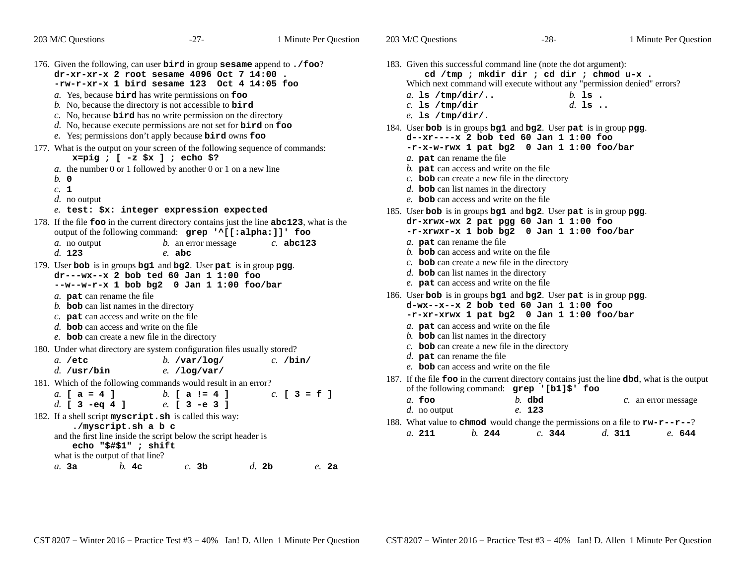176. Given the following, can user **bird** in group **sesame** append to **./foo**?
```
dr-xr-xr-x 2 root sesame 4096 Oct 7 14:00 .
-rw-r-xr-x 1 bird sesame 123  Oct 4 14:05 foo
```
*a.* Yes, because **bird** has write permissions on **foo**
*b.* No, because the directory is not accessible to **bird**
*c.* No, because **bird** has no write permission on the directory
*d.* No, because execute permissions are not set for **bird** on **foo**
*e.* Yes; permissions don't apply because **bird** owns **foo**

177. What is the output on your screen of the following sequence of commands:
```
x=pig ; [ -z $x ] ; echo $?
```
*a.* the number 0 or 1 followed by another 0 or 1 on a new line
*b.* **0**
*c.* **1**
*d.* no output
*e.* **test: $x: integer expression expected**

178. If the file **foo** in the current directory contains just the line **abc123**, what is the output of the following command: **grep '^[[:alpha:]]' foo**
*a.* no output  *b.* an error message  *c.* **abc123**
*d.* **123**  *e.* **abc**

179. User **bob** is in groups **bg1** and **bg2**. User **pat** is in group **pgg**.
```
dr---wx--x 2 bob ted 60 Jan 1 1:00 foo
--w--w-r-x 1 bob bg2  0 Jan 1 1:00 foo/bar
```
*a.* **pat** can rename the file
*b.* **bob** can list names in the directory
*c.* **pat** can access and write on the file
*d.* **bob** can access and write on the file
*e.* **bob** can create a new file in the directory

180. Under what directory are system configuration files usually stored?
*a.* **/etc**  *b.* **/var/log/**  *c.* **/bin/**
*d.* **/usr/bin**  *e.* **/log/var/**

181. Which of the following commands would result in an error?
*a.* **[ a = 4 ]**  *b.* **[ a != 4 ]**  *c.* **[ 3 = f ]**
*d.* **[ 3 -eq 4 ]**  *e.* **[ 3 -e 3 ]**

182. If a shell script **myscript.sh** is called this way:
```
./myscript.sh a b c
```
and the first line inside the script below the script header is
```
echo "$#$1" ; shift
```
what is the output of that line?
*a.* **3a**  *b.* **4c**  *c.* **3b**  *d.* **2b**  *e.* **2a**

183. Given this successful command line (note the dot argument):
```
cd /tmp ; mkdir dir ; cd dir ; chmod u-x .
```
Which next command will execute without any "permission denied" errors?
*a.* **ls /tmp/dir/..**  *b.* **ls .**
*c.* **ls /tmp/dir**  *d.* **ls ..**
*e.* **ls /tmp/dir/.**

184. User **bob** is in groups **bg1** and **bg2**. User **pat** is in group **pgg**.
```
d--xr----x 2 bob ted 60 Jan 1 1:00 foo
-r-x-w-rwx 1 pat bg2  0 Jan 1 1:00 foo/bar
```
*a.* **pat** can rename the file
*b.* **pat** can access and write on the file
*c.* **bob** can create a new file in the directory
*d.* **bob** can list names in the directory
*e.* **bob** can access and write on the file

185. User **bob** is in groups **bg1** and **bg2**. User **pat** is in group **pgg**.
```
dr-xrwx-wx 2 pat pgg 60 Jan 1 1:00 foo
-r-xrwxr-x 1 bob bg2  0 Jan 1 1:00 foo/bar
```
*a.* **pat** can rename the file
*b.* **bob** can access and write on the file
*c.* **bob** can create a new file in the directory
*d.* **bob** can list names in the directory
*e.* **pat** can access and write on the file

186. User **bob** is in groups **bg1** and **bg2**. User **pat** is in group **pgg**.
```
d-wx--x--x 2 bob ted 60 Jan 1 1:00 foo
-r-xr-xrwx 1 pat bg2  0 Jan 1 1:00 foo/bar
```
*a.* **pat** can access and write on the file
*b.* **bob** can list names in the directory
*c.* **bob** can create a new file in the directory
*d.* **pat** can rename the file
*e.* **bob** can access and write on the file

187. If the file **foo** in the current directory contains just the line **dbd**, what is the output of the following command: **grep '[b1]$' foo**
*a.* **foo**  *b.* **dbd**  *c.* an error message
*d.* no output  *e.* **123**

188. What value to **chmod** would change the permissions on a file to **rw-r--r--**?
*a.* **211**  *b.* **244**  *c.* **344**  *d.* **311**  *e.* **644**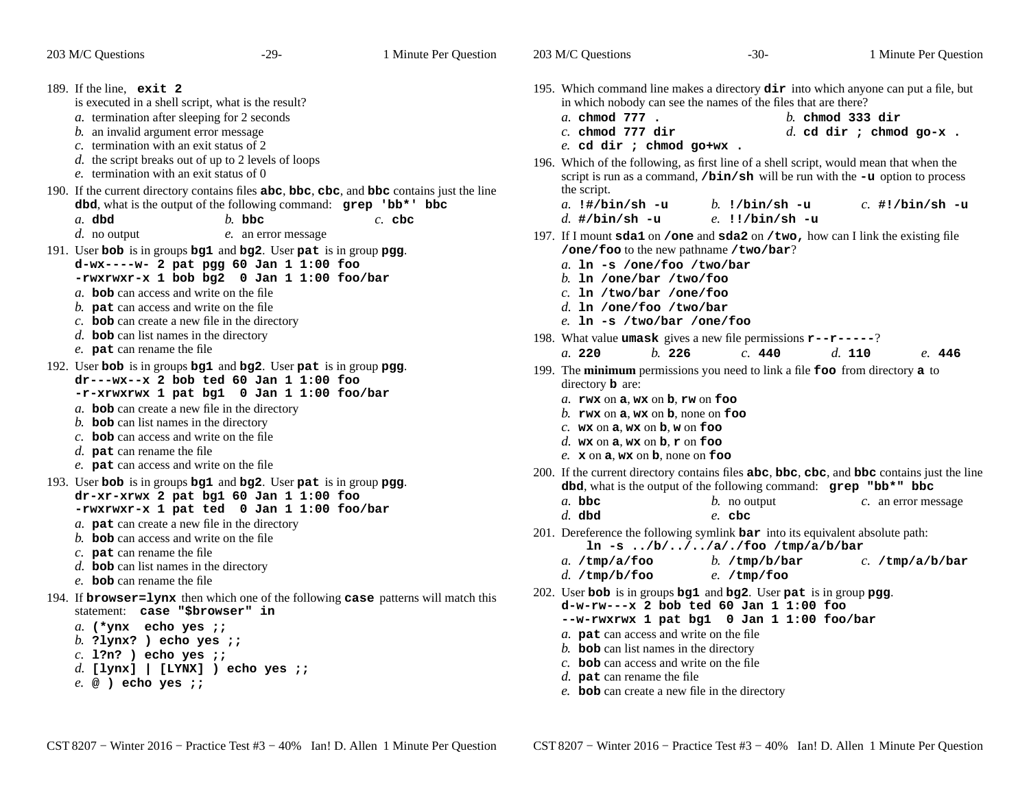189. If the line, **`exit 2`**
is executed in a shell script, what is the result?
*a.* termination after sleeping for 2 seconds
*b.* an invalid argument error message
*c.* termination with an exit status of 2
*d.* the script breaks out of up to 2 levels of loops
*e.* termination with an exit status of 0

190. If the current directory contains files **`abc`**, **`bbc`**, **`cbc`**, and **`bbc`** contains just the line **`dbd`**, what is the output of the following command: **`grep 'bb*' bbc`**
*a.* **`dbd`** *b.* **`bbc`** *c.* **`cbc`**
*d.* no output *e.* an error message

191. User **`bob`** is in groups **`bg1`** and **`bg2`**. User **`pat`** is in group **`pgg`**.
```
d-wx----w- 2 pat pgg 60 Jan 1 1:00 foo
-rwxrwxr-x 1 bob bg2  0 Jan 1 1:00 foo/bar
```
*a.* **`bob`** can access and write on the file
*b.* **`pat`** can access and write on the file
*c.* **`bob`** can create a new file in the directory
*d.* **`bob`** can list names in the directory
*e.* **`pat`** can rename the file

192. User **`bob`** is in groups **`bg1`** and **`bg2`**. User **`pat`** is in group **`pgg`**.
```
dr---wx--x 2 bob ted 60 Jan 1 1:00 foo
-r-xrwxrwx 1 pat bg1  0 Jan 1 1:00 foo/bar
```
*a.* **`bob`** can create a new file in the directory
*b.* **`bob`** can list names in the directory
*c.* **`bob`** can access and write on the file
*d.* **`pat`** can rename the file
*e.* **`pat`** can access and write on the file

193. User **`bob`** is in groups **`bg1`** and **`bg2`**. User **`pat`** is in group **`pgg`**.
```
dr-xr-xrwx 2 pat bg1 60 Jan 1 1:00 foo
-rwxrwxr-x 1 pat ted  0 Jan 1 1:00 foo/bar
```
*a.* **`pat`** can create a new file in the directory
*b.* **`bob`** can access and write on the file
*c.* **`pat`** can rename the file
*d.* **`bob`** can list names in the directory
*e.* **`bob`** can rename the file

194. If **`browser=lynx`** then which one of the following **`case`** patterns will match this statement: **`case "$browser" in`**
*a.* **`(*ynx  echo yes ;;`**
*b.* **`?lynx? ) echo yes ;;`**
*c.* **`l?n? ) echo yes ;;`**
*d.* **`[lynx] | [LYNX] ) echo yes ;;`**
*e.* **`@ ) echo yes ;;`**

195. Which command line makes a directory **`dir`** into which anyone can put a file, but in which nobody can see the names of the files that are there?
*a.* **`chmod 777 .`** *b.* **`chmod 333 dir`**
*c.* **`chmod 777 dir`** *d.* **`cd dir ; chmod go-x .`**
*e.* **`cd dir ; chmod go+wx .`**

196. Which of the following, as first line of a shell script, would mean that when the script is run as a command, **`/bin/sh`** will be run with the **`-u`** option to process the script.
*a.* **`!#/bin/sh -u`** *b.* **`!/bin/sh -u`** *c.* **`#!/bin/sh -u`**
*d.* **`#/bin/sh -u`** *e.* **`!!/bin/sh -u`**

197. If I mount **`sda1`** on **`/one`** and **`sda2`** on **`/two,`** how can I link the existing file **`/one/foo`** to the new pathname **`/two/bar`**?
*a.* **`ln -s /one/foo /two/bar`**
*b.* **`ln /one/bar /two/foo`**
*c.* **`ln /two/bar /one/foo`**
*d.* **`ln /one/foo /two/bar`**
*e.* **`ln -s /two/bar /one/foo`**

198. What value **`umask`** gives a new file permissions **`r--r-----`**?
*a.* **`220`** *b.* **`226`** *c.* **`440`** *d.* **`110`** *e.* **`446`**

199. The **minimum** permissions you need to link a file **`foo`** from directory **`a`** to directory **`b`** are:
*a.* **`rwx`** on **`a`**, **`wx`** on **`b`**, **`rw`** on **`foo`**
*b.* **`rwx`** on **`a`**, **`wx`** on **`b`**, none on **`foo`**
*c.* **`wx`** on **`a`**, **`wx`** on **`b`**, **`w`** on **`foo`**
*d.* **`wx`** on **`a`**, **`wx`** on **`b`**, **`r`** on **`foo`**
*e.* **`x`** on **`a`**, **`wx`** on **`b`**, none on **`foo`**

200. If the current directory contains files **`abc`**, **`bbc`**, **`cbc`**, and **`bbc`** contains just the line **`dbd`**, what is the output of the following command: **`grep "bb*" bbc`**
*a.* **`bbc`** *b.* no output *c.* an error message
*d.* **`dbd`** *e.* **`cbc`**

201. Dereference the following symlink **`bar`** into its equivalent absolute path:
**`ln -s ../b/../../a/./foo /tmp/a/b/bar`**
*a.* **`/tmp/a/foo`** *b.* **`/tmp/b/bar`** *c.* **`/tmp/a/b/bar`**
*d.* **`/tmp/b/foo`** *e.* **`/tmp/foo`**

202. User **`bob`** is in groups **`bg1`** and **`bg2`**. User **`pat`** is in group **`pgg`**.
```
d-w-rw---x 2 bob ted 60 Jan 1 1:00 foo
--w-rwxrwx 1 pat bg1  0 Jan 1 1:00 foo/bar
```
*a.* **`pat`** can access and write on the file
*b.* **`bob`** can list names in the directory
*c.* **`bob`** can access and write on the file
*d.* **`pat`** can rename the file
*e.* **`bob`** can create a new file in the directory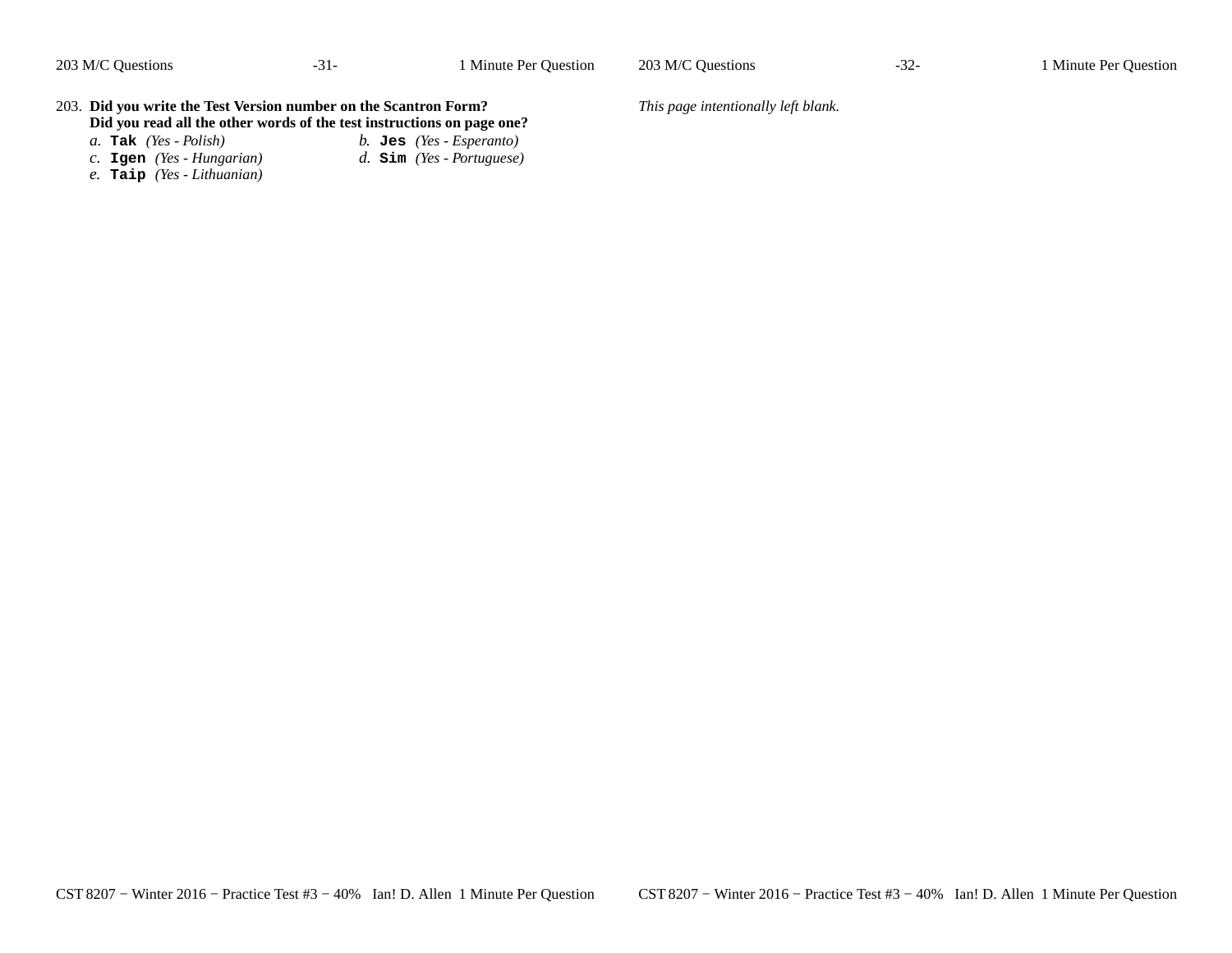203. **Did you write the Test Version number on the Scantron Form?**
**Did you read all the other words of the test instructions on page one?**

*a.* **`Tak`** *(Yes - Polish)*
*b.* **`Jes`** *(Yes - Esperanto)*
*c.* **`Igen`** *(Yes - Hungarian)*
*d.* **`Sim`** *(Yes - Portuguese)*
*e.* **`Taip`** *(Yes - Lithuanian)*

*This page intentionally left blank.*